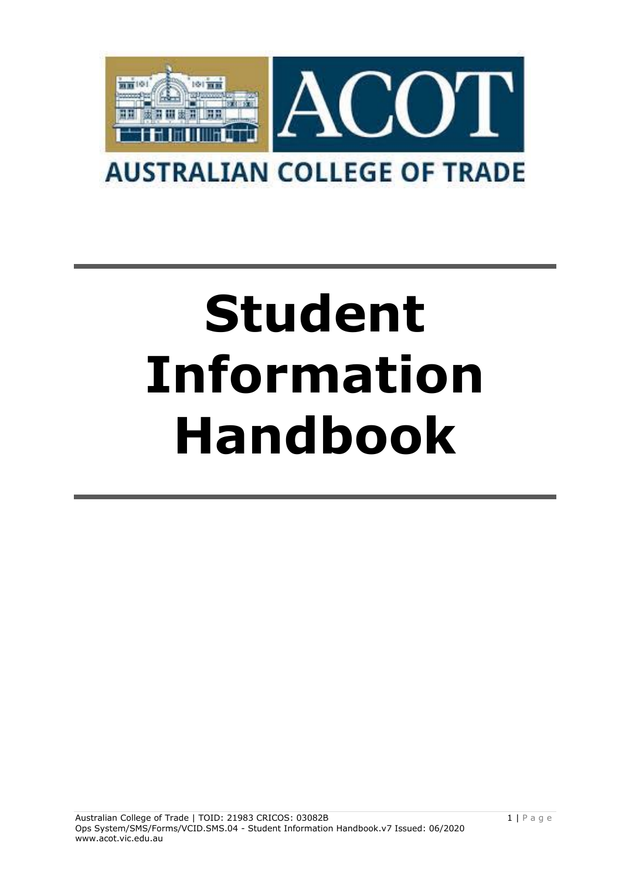ACOT

AUSTRALIAN COLLEGE OF TRADE

# Student Information Handbook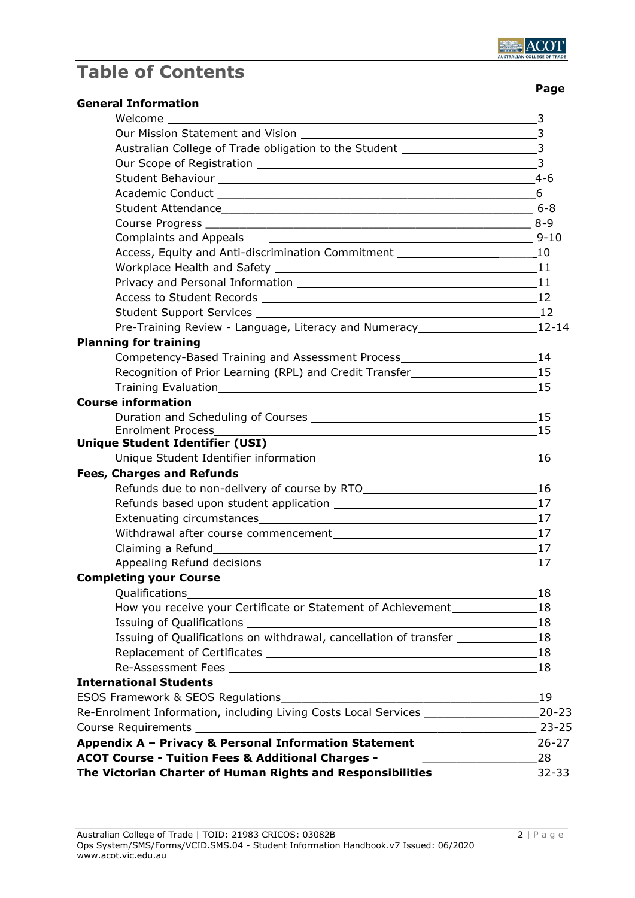# Table of Contents

| | Page |
|---|---|
| **General Information** | |
| Welcome | 3 |
| Our Mission Statement and Vision | 3 |
| Australian College of Trade obligation to the Student | 3 |
| Our Scope of Registration | 3 |
| Student Behaviour | 4-6 |
| Academic Conduct | 6 |
| Student Attendance | 6-8 |
| Course Progress | 8-9 |
| Complaints and Appeals | 9-10 |
| Access, Equity and Anti-discrimination Commitment | 10 |
| Workplace Health and Safety | 11 |
| Privacy and Personal Information | 11 |
| Access to Student Records | 12 |
| Student Support Services | 12 |
| Pre-Training Review - Language, Literacy and Numeracy | 12-14 |
| **Planning for training** | |
| Competency-Based Training and Assessment Process | 14 |
| Recognition of Prior Learning (RPL) and Credit Transfer | 15 |
| Training Evaluation | 15 |
| **Course information** | |
| Duration and Scheduling of Courses | 15 |
| Enrolment Process | 15 |
| **Unique Student Identifier (USI)** | |
| Unique Student Identifier information | 16 |
| **Fees, Charges and Refunds** | |
| Refunds due to non-delivery of course by RTO | 16 |
| Refunds based upon student application | 17 |
| Extenuating circumstances | 17 |
| Withdrawal after course commencement | 17 |
| Claiming a Refund | 17 |
| Appealing Refund decisions | 17 |
| **Completing your Course** | |
| Qualifications | 18 |
| How you receive your Certificate or Statement of Achievement | 18 |
| Issuing of Qualifications | 18 |
| Issuing of Qualifications on withdrawal, cancellation of transfer | 18 |
| Replacement of Certificates | 18 |
| Re-Assessment Fees | 18 |
| **International Students** | |
| ESOS Framework & SEOS Regulations | 19 |
| Re-Enrolment Information, including Living Costs Local Services | 20-23 |
| Course Requirements | 23-25 |
| **Appendix A – Privacy & Personal Information Statement** | 26-27 |
| **ACOT Course - Tuition Fees & Additional Charges -** | 28 |
| **The Victorian Charter of Human Rights and Responsibilities** | 32-33 |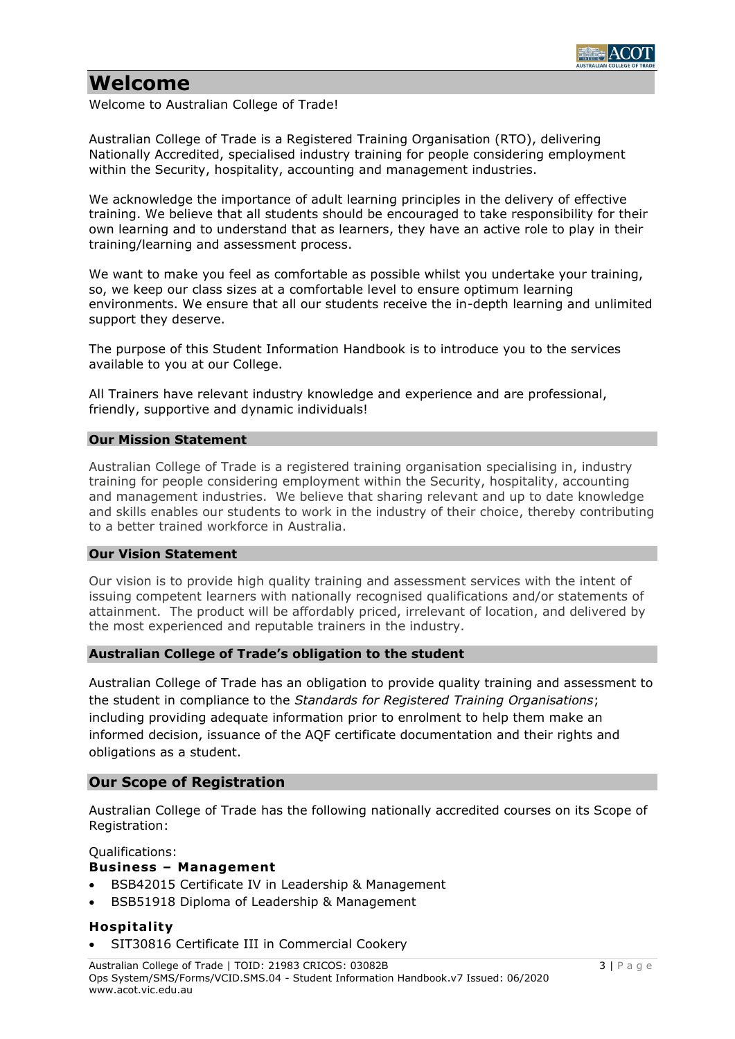# Welcome

Welcome to Australian College of Trade!

Australian College of Trade is a Registered Training Organisation (RTO), delivering Nationally Accredited, specialised industry training for people considering employment within the Security, hospitality, accounting and management industries.

We acknowledge the importance of adult learning principles in the delivery of effective training. We believe that all students should be encouraged to take responsibility for their own learning and to understand that as learners, they have an active role to play in their training/learning and assessment process.

We want to make you feel as comfortable as possible whilst you undertake your training, so, we keep our class sizes at a comfortable level to ensure optimum learning environments. We ensure that all our students receive the in-depth learning and unlimited support they deserve.

The purpose of this Student Information Handbook is to introduce you to the services available to you at our College.

All Trainers have relevant industry knowledge and experience and are professional, friendly, supportive and dynamic individuals!

### Our Mission Statement

Australian College of Trade is a registered training organisation specialising in, industry training for people considering employment within the Security, hospitality, accounting and management industries. We believe that sharing relevant and up to date knowledge and skills enables our students to work in the industry of their choice, thereby contributing to a better trained workforce in Australia.

### Our Vision Statement

Our vision is to provide high quality training and assessment services with the intent of issuing competent learners with nationally recognised qualifications and/or statements of attainment. The product will be affordably priced, irrelevant of location, and delivered by the most experienced and reputable trainers in the industry.

### Australian College of Trade's obligation to the student

Australian College of Trade has an obligation to provide quality training and assessment to the student in compliance to the *Standards for Registered Training Organisations*; including providing adequate information prior to enrolment to help them make an informed decision, issuance of the AQF certificate documentation and their rights and obligations as a student.

## Our Scope of Registration

Australian College of Trade has the following nationally accredited courses on its Scope of Registration:

Qualifications:

**Business – Management**

- BSB42015 Certificate IV in Leadership & Management
- BSB51918 Diploma of Leadership & Management

**Hospitality**

- SIT30816 Certificate III in Commercial Cookery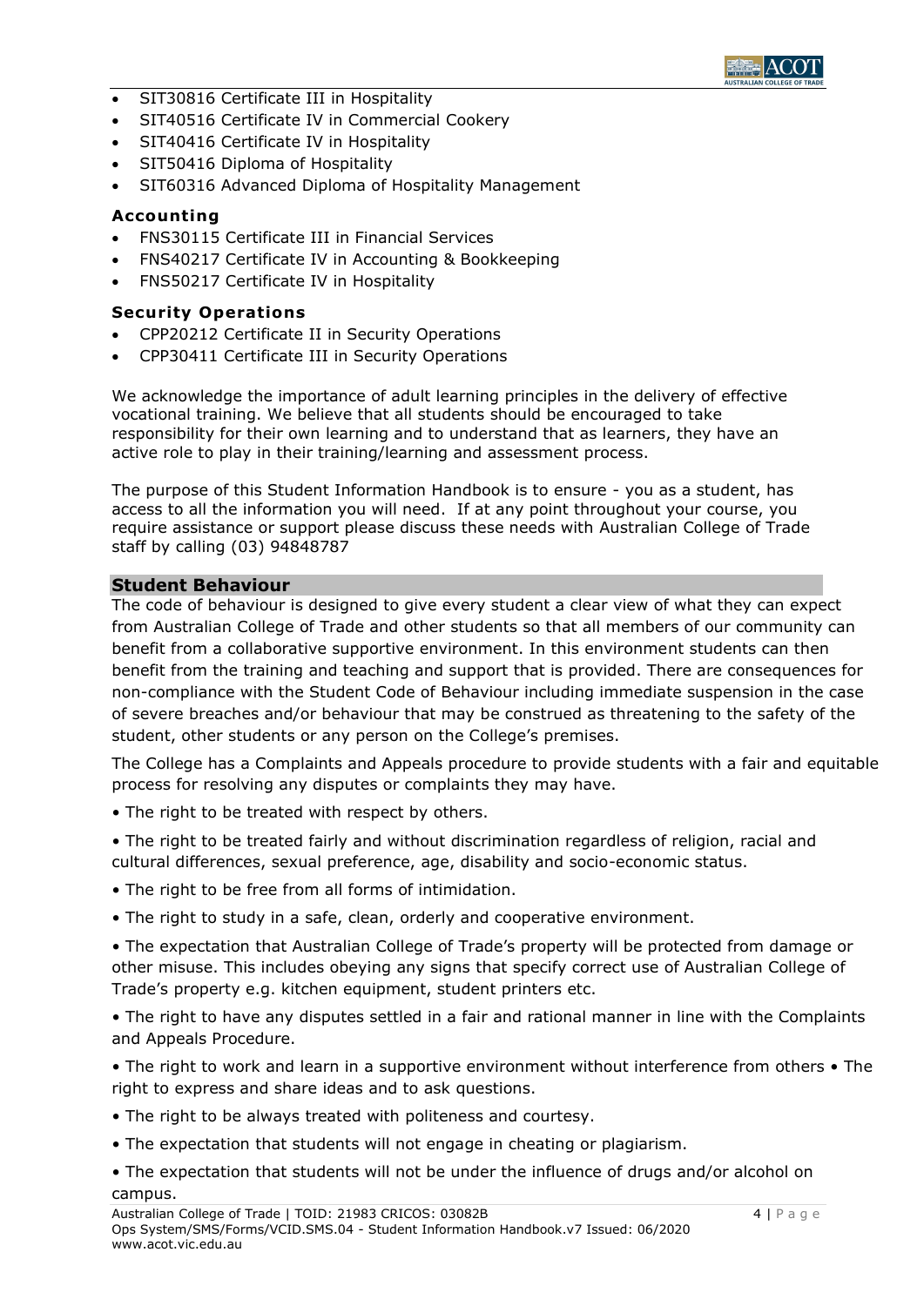- SIT30816 Certificate III in Hospitality
- SIT40516 Certificate IV in Commercial Cookery
- SIT40416 Certificate IV in Hospitality
- SIT50416 Diploma of Hospitality
- SIT60316 Advanced Diploma of Hospitality Management

### Accounting

- FNS30115 Certificate III in Financial Services
- FNS40217 Certificate IV in Accounting & Bookkeeping
- FNS50217 Certificate IV in Hospitality

### Security Operations

- CPP20212 Certificate II in Security Operations
- CPP30411 Certificate III in Security Operations

We acknowledge the importance of adult learning principles in the delivery of effective vocational training. We believe that all students should be encouraged to take responsibility for their own learning and to understand that as learners, they have an active role to play in their training/learning and assessment process.

The purpose of this Student Information Handbook is to ensure - you as a student, has access to all the information you will need. If at any point throughout your course, you require assistance or support please discuss these needs with Australian College of Trade staff by calling (03) 94848787

## Student Behaviour

The code of behaviour is designed to give every student a clear view of what they can expect from Australian College of Trade and other students so that all members of our community can benefit from a collaborative supportive environment. In this environment students can then benefit from the training and teaching and support that is provided. There are consequences for non-compliance with the Student Code of Behaviour including immediate suspension in the case of severe breaches and/or behaviour that may be construed as threatening to the safety of the student, other students or any person on the College's premises.

The College has a Complaints and Appeals procedure to provide students with a fair and equitable process for resolving any disputes or complaints they may have.

- The right to be treated with respect by others.
- The right to be treated fairly and without discrimination regardless of religion, racial and cultural differences, sexual preference, age, disability and socio-economic status.
- The right to be free from all forms of intimidation.
- The right to study in a safe, clean, orderly and cooperative environment.
- The expectation that Australian College of Trade's property will be protected from damage or other misuse. This includes obeying any signs that specify correct use of Australian College of Trade's property e.g. kitchen equipment, student printers etc.
- The right to have any disputes settled in a fair and rational manner in line with the Complaints and Appeals Procedure.
- The right to work and learn in a supportive environment without interference from others
- The right to express and share ideas and to ask questions.
- The right to be always treated with politeness and courtesy.
- The expectation that students will not engage in cheating or plagiarism.
- The expectation that students will not be under the influence of drugs and/or alcohol on campus.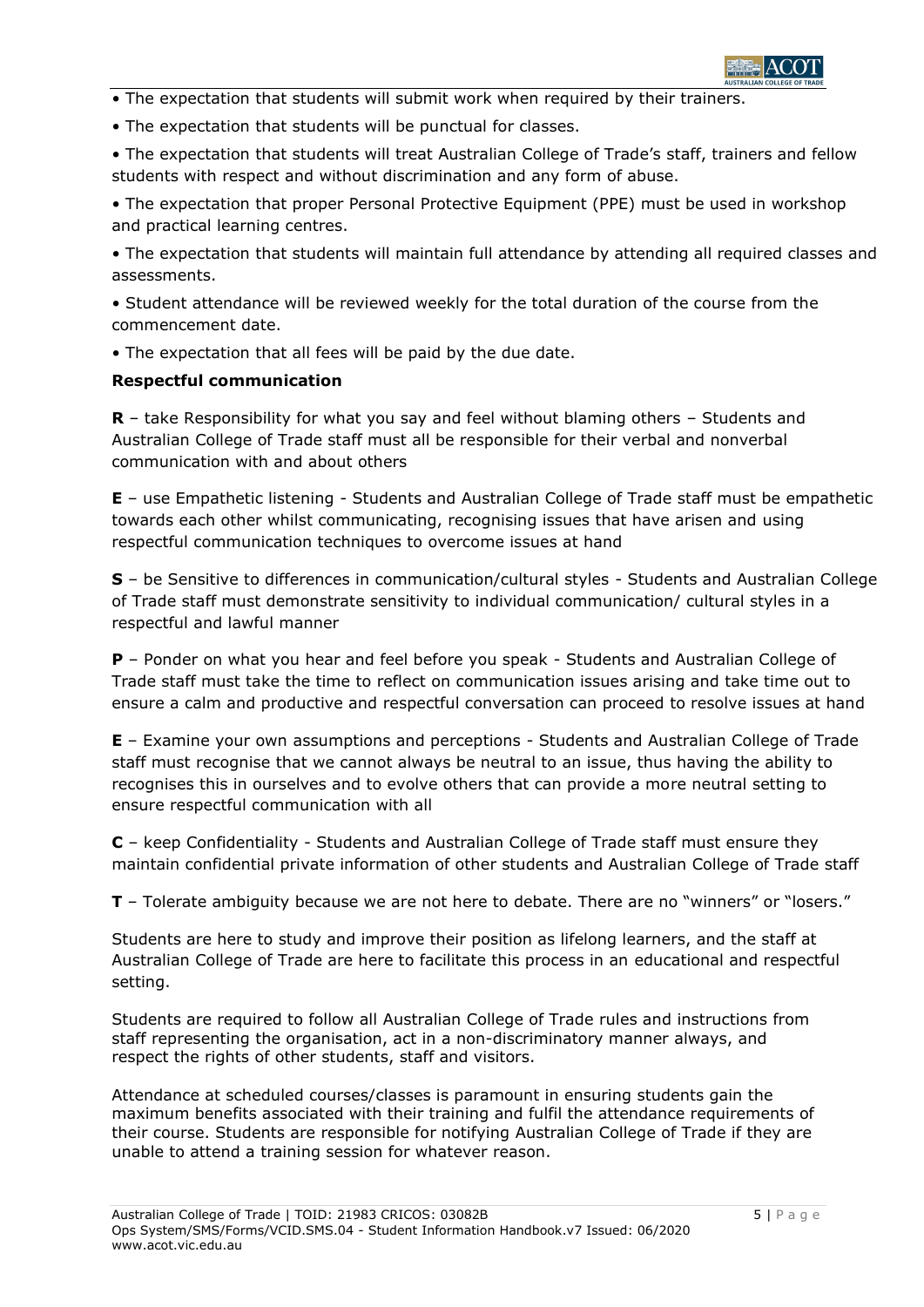- The expectation that students will submit work when required by their trainers.
- The expectation that students will be punctual for classes.
- The expectation that students will treat Australian College of Trade's staff, trainers and fellow students with respect and without discrimination and any form of abuse.
- The expectation that proper Personal Protective Equipment (PPE) must be used in workshop and practical learning centres.
- The expectation that students will maintain full attendance by attending all required classes and assessments.
- Student attendance will be reviewed weekly for the total duration of the course from the commencement date.
- The expectation that all fees will be paid by the due date.

**Respectful communication**

**R** – take Responsibility for what you say and feel without blaming others – Students and Australian College of Trade staff must all be responsible for their verbal and nonverbal communication with and about others

**E** – use Empathetic listening - Students and Australian College of Trade staff must be empathetic towards each other whilst communicating, recognising issues that have arisen and using respectful communication techniques to overcome issues at hand

**S** – be Sensitive to differences in communication/cultural styles - Students and Australian College of Trade staff must demonstrate sensitivity to individual communication/ cultural styles in a respectful and lawful manner

**P** – Ponder on what you hear and feel before you speak - Students and Australian College of Trade staff must take the time to reflect on communication issues arising and take time out to ensure a calm and productive and respectful conversation can proceed to resolve issues at hand

**E** – Examine your own assumptions and perceptions - Students and Australian College of Trade staff must recognise that we cannot always be neutral to an issue, thus having the ability to recognises this in ourselves and to evolve others that can provide a more neutral setting to ensure respectful communication with all

**C** – keep Confidentiality - Students and Australian College of Trade staff must ensure they maintain confidential private information of other students and Australian College of Trade staff

**T** – Tolerate ambiguity because we are not here to debate. There are no "winners" or "losers."

Students are here to study and improve their position as lifelong learners, and the staff at Australian College of Trade are here to facilitate this process in an educational and respectful setting.

Students are required to follow all Australian College of Trade rules and instructions from staff representing the organisation, act in a non-discriminatory manner always, and respect the rights of other students, staff and visitors.

Attendance at scheduled courses/classes is paramount in ensuring students gain the maximum benefits associated with their training and fulfil the attendance requirements of their course. Students are responsible for notifying Australian College of Trade if they are unable to attend a training session for whatever reason.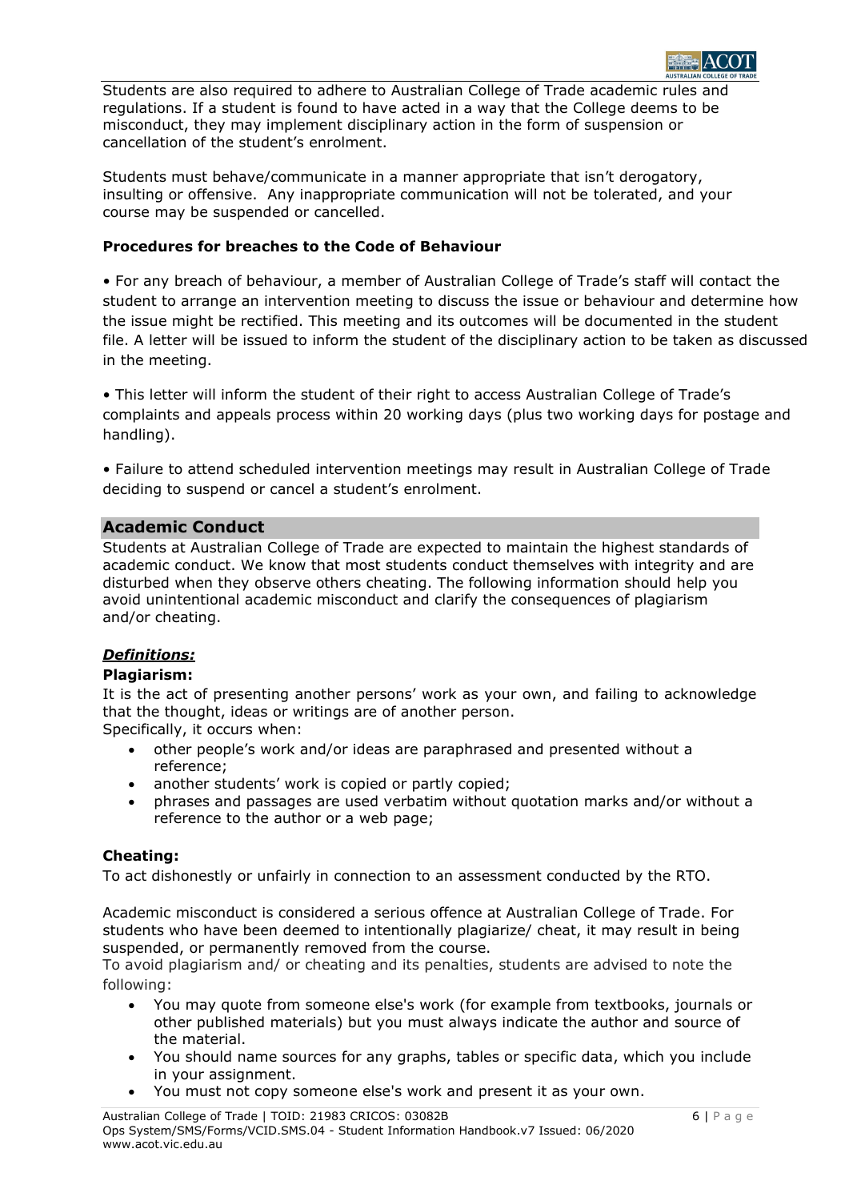Students are also required to adhere to Australian College of Trade academic rules and regulations. If a student is found to have acted in a way that the College deems to be misconduct, they may implement disciplinary action in the form of suspension or cancellation of the student's enrolment.

Students must behave/communicate in a manner appropriate that isn't derogatory, insulting or offensive. Any inappropriate communication will not be tolerated, and your course may be suspended or cancelled.

**Procedures for breaches to the Code of Behaviour**

• For any breach of behaviour, a member of Australian College of Trade's staff will contact the student to arrange an intervention meeting to discuss the issue or behaviour and determine how the issue might be rectified. This meeting and its outcomes will be documented in the student file. A letter will be issued to inform the student of the disciplinary action to be taken as discussed in the meeting.

• This letter will inform the student of their right to access Australian College of Trade's complaints and appeals process within 20 working days (plus two working days for postage and handling).

• Failure to attend scheduled intervention meetings may result in Australian College of Trade deciding to suspend or cancel a student's enrolment.

## Academic Conduct

Students at Australian College of Trade are expected to maintain the highest standards of academic conduct. We know that most students conduct themselves with integrity and are disturbed when they observe others cheating. The following information should help you avoid unintentional academic misconduct and clarify the consequences of plagiarism and/or cheating.

***Definitions:***

**Plagiarism:**

It is the act of presenting another persons' work as your own, and failing to acknowledge that the thought, ideas or writings are of another person.
Specifically, it occurs when:

- other people's work and/or ideas are paraphrased and presented without a reference;
- another students' work is copied or partly copied;
- phrases and passages are used verbatim without quotation marks and/or without a reference to the author or a web page;

**Cheating:**

To act dishonestly or unfairly in connection to an assessment conducted by the RTO.

Academic misconduct is considered a serious offence at Australian College of Trade. For students who have been deemed to intentionally plagiarize/ cheat, it may result in being suspended, or permanently removed from the course.

To avoid plagiarism and/ or cheating and its penalties, students are advised to note the following:

- You may quote from someone else's work (for example from textbooks, journals or other published materials) but you must always indicate the author and source of the material.
- You should name sources for any graphs, tables or specific data, which you include in your assignment.
- You must not copy someone else's work and present it as your own.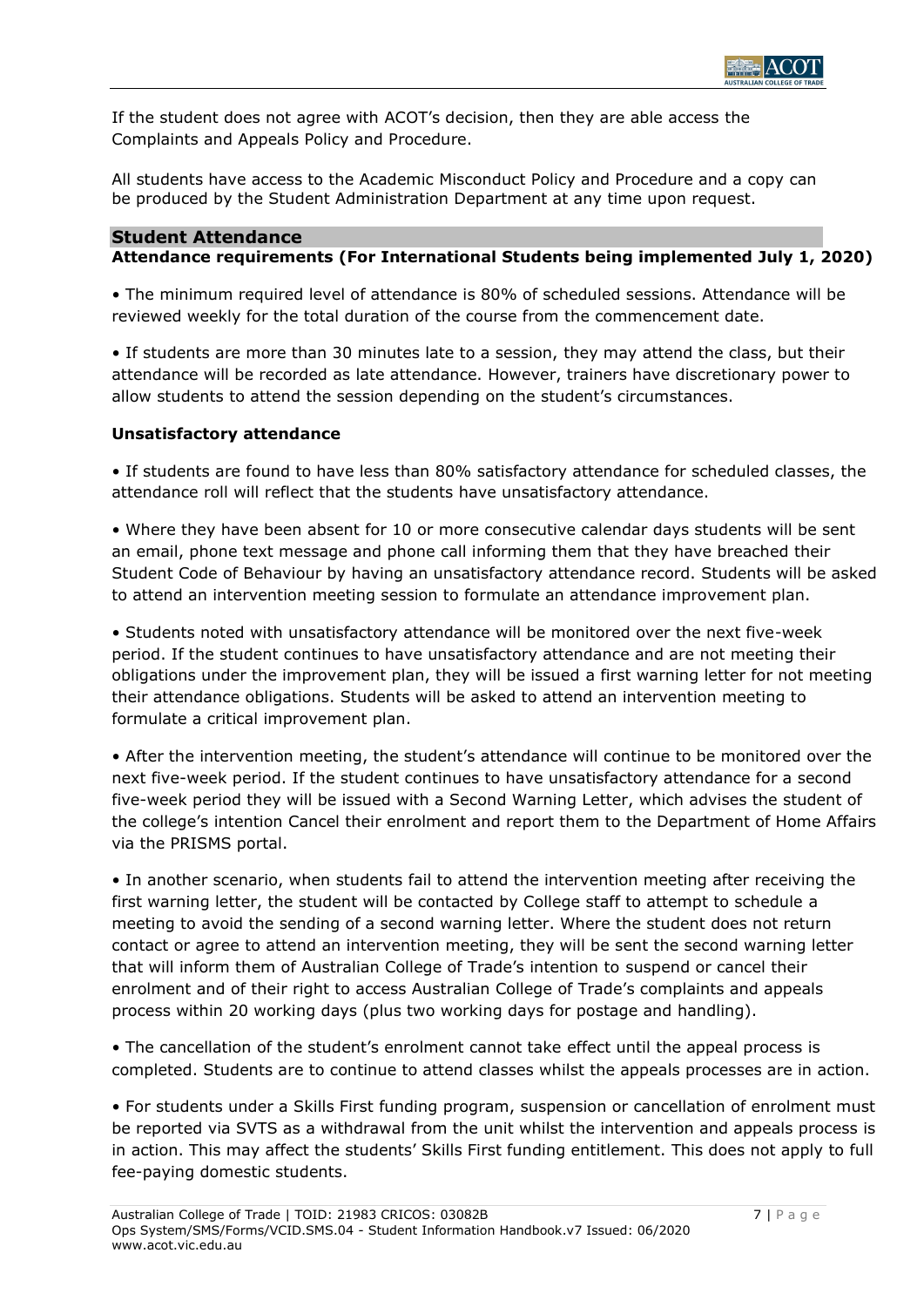If the student does not agree with ACOT's decision, then they are able access the Complaints and Appeals Policy and Procedure.

All students have access to the Academic Misconduct Policy and Procedure and a copy can be produced by the Student Administration Department at any time upon request.

## Student Attendance

### Attendance requirements (For International Students being implemented July 1, 2020)

• The minimum required level of attendance is 80% of scheduled sessions. Attendance will be reviewed weekly for the total duration of the course from the commencement date.

• If students are more than 30 minutes late to a session, they may attend the class, but their attendance will be recorded as late attendance. However, trainers have discretionary power to allow students to attend the session depending on the student's circumstances.

### Unsatisfactory attendance

• If students are found to have less than 80% satisfactory attendance for scheduled classes, the attendance roll will reflect that the students have unsatisfactory attendance.

• Where they have been absent for 10 or more consecutive calendar days students will be sent an email, phone text message and phone call informing them that they have breached their Student Code of Behaviour by having an unsatisfactory attendance record. Students will be asked to attend an intervention meeting session to formulate an attendance improvement plan.

• Students noted with unsatisfactory attendance will be monitored over the next five-week period. If the student continues to have unsatisfactory attendance and are not meeting their obligations under the improvement plan, they will be issued a first warning letter for not meeting their attendance obligations. Students will be asked to attend an intervention meeting to formulate a critical improvement plan.

• After the intervention meeting, the student's attendance will continue to be monitored over the next five-week period. If the student continues to have unsatisfactory attendance for a second five-week period they will be issued with a Second Warning Letter, which advises the student of the college's intention Cancel their enrolment and report them to the Department of Home Affairs via the PRISMS portal.

• In another scenario, when students fail to attend the intervention meeting after receiving the first warning letter, the student will be contacted by College staff to attempt to schedule a meeting to avoid the sending of a second warning letter. Where the student does not return contact or agree to attend an intervention meeting, they will be sent the second warning letter that will inform them of Australian College of Trade's intention to suspend or cancel their enrolment and of their right to access Australian College of Trade's complaints and appeals process within 20 working days (plus two working days for postage and handling).

• The cancellation of the student's enrolment cannot take effect until the appeal process is completed. Students are to continue to attend classes whilst the appeals processes are in action.

• For students under a Skills First funding program, suspension or cancellation of enrolment must be reported via SVTS as a withdrawal from the unit whilst the intervention and appeals process is in action. This may affect the students' Skills First funding entitlement. This does not apply to full fee-paying domestic students.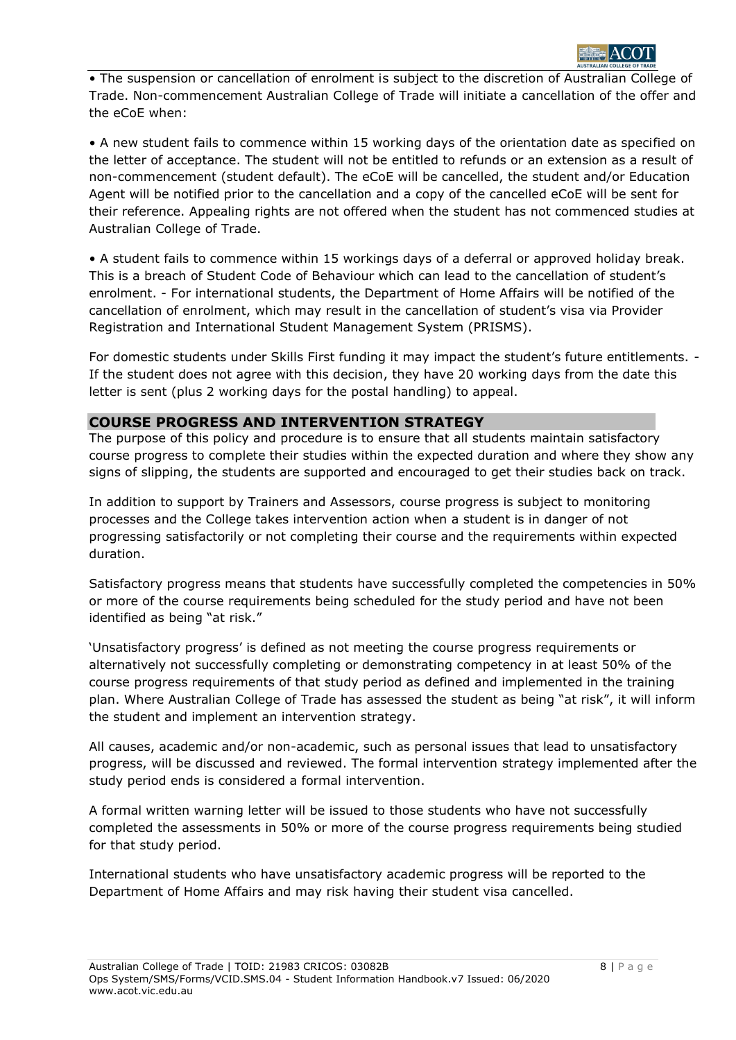- The suspension or cancellation of enrolment is subject to the discretion of Australian College of Trade. Non-commencement Australian College of Trade will initiate a cancellation of the offer and the eCoE when:

- A new student fails to commence within 15 working days of the orientation date as specified on the letter of acceptance. The student will not be entitled to refunds or an extension as a result of non-commencement (student default). The eCoE will be cancelled, the student and/or Education Agent will be notified prior to the cancellation and a copy of the cancelled eCoE will be sent for their reference. Appealing rights are not offered when the student has not commenced studies at Australian College of Trade.

- A student fails to commence within 15 workings days of a deferral or approved holiday break. This is a breach of Student Code of Behaviour which can lead to the cancellation of student's enrolment. - For international students, the Department of Home Affairs will be notified of the cancellation of enrolment, which may result in the cancellation of student's visa via Provider Registration and International Student Management System (PRISMS).

For domestic students under Skills First funding it may impact the student's future entitlements. - If the student does not agree with this decision, they have 20 working days from the date this letter is sent (plus 2 working days for the postal handling) to appeal.

## COURSE PROGRESS AND INTERVENTION STRATEGY

The purpose of this policy and procedure is to ensure that all students maintain satisfactory course progress to complete their studies within the expected duration and where they show any signs of slipping, the students are supported and encouraged to get their studies back on track.

In addition to support by Trainers and Assessors, course progress is subject to monitoring processes and the College takes intervention action when a student is in danger of not progressing satisfactorily or not completing their course and the requirements within expected duration.

Satisfactory progress means that students have successfully completed the competencies in 50% or more of the course requirements being scheduled for the study period and have not been identified as being "at risk."

'Unsatisfactory progress' is defined as not meeting the course progress requirements or alternatively not successfully completing or demonstrating competency in at least 50% of the course progress requirements of that study period as defined and implemented in the training plan. Where Australian College of Trade has assessed the student as being "at risk", it will inform the student and implement an intervention strategy.

All causes, academic and/or non-academic, such as personal issues that lead to unsatisfactory progress, will be discussed and reviewed. The formal intervention strategy implemented after the study period ends is considered a formal intervention.

A formal written warning letter will be issued to those students who have not successfully completed the assessments in 50% or more of the course progress requirements being studied for that study period.

International students who have unsatisfactory academic progress will be reported to the Department of Home Affairs and may risk having their student visa cancelled.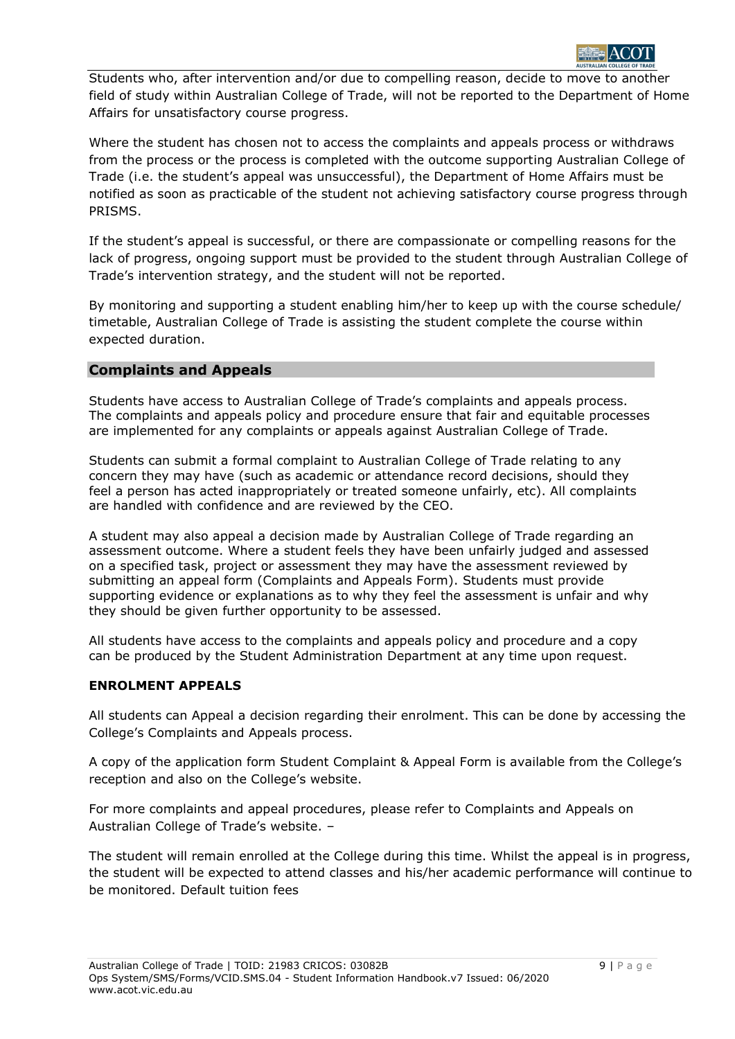Students who, after intervention and/or due to compelling reason, decide to move to another field of study within Australian College of Trade, will not be reported to the Department of Home Affairs for unsatisfactory course progress.

Where the student has chosen not to access the complaints and appeals process or withdraws from the process or the process is completed with the outcome supporting Australian College of Trade (i.e. the student's appeal was unsuccessful), the Department of Home Affairs must be notified as soon as practicable of the student not achieving satisfactory course progress through PRISMS.

If the student's appeal is successful, or there are compassionate or compelling reasons for the lack of progress, ongoing support must be provided to the student through Australian College of Trade's intervention strategy, and the student will not be reported.

By monitoring and supporting a student enabling him/her to keep up with the course schedule/ timetable, Australian College of Trade is assisting the student complete the course within expected duration.

## Complaints and Appeals

Students have access to Australian College of Trade's complaints and appeals process. The complaints and appeals policy and procedure ensure that fair and equitable processes are implemented for any complaints or appeals against Australian College of Trade.

Students can submit a formal complaint to Australian College of Trade relating to any concern they may have (such as academic or attendance record decisions, should they feel a person has acted inappropriately or treated someone unfairly, etc). All complaints are handled with confidence and are reviewed by the CEO.

A student may also appeal a decision made by Australian College of Trade regarding an assessment outcome. Where a student feels they have been unfairly judged and assessed on a specified task, project or assessment they may have the assessment reviewed by submitting an appeal form (Complaints and Appeals Form). Students must provide supporting evidence or explanations as to why they feel the assessment is unfair and why they should be given further opportunity to be assessed.

All students have access to the complaints and appeals policy and procedure and a copy can be produced by the Student Administration Department at any time upon request.

### ENROLMENT APPEALS

All students can Appeal a decision regarding their enrolment. This can be done by accessing the College's Complaints and Appeals process.

A copy of the application form Student Complaint & Appeal Form is available from the College's reception and also on the College's website.

For more complaints and appeal procedures, please refer to Complaints and Appeals on Australian College of Trade's website. –

The student will remain enrolled at the College during this time. Whilst the appeal is in progress, the student will be expected to attend classes and his/her academic performance will continue to be monitored. Default tuition fees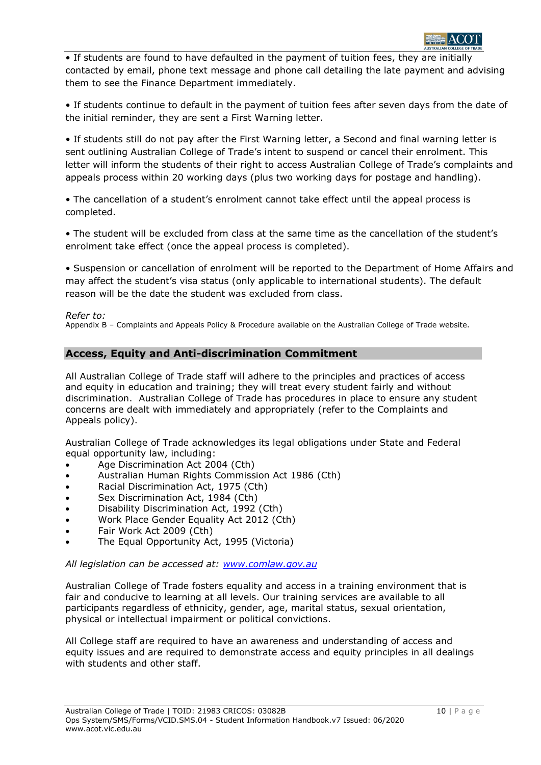- If students are found to have defaulted in the payment of tuition fees, they are initially contacted by email, phone text message and phone call detailing the late payment and advising them to see the Finance Department immediately.

- If students continue to default in the payment of tuition fees after seven days from the date of the initial reminder, they are sent a First Warning letter.

- If students still do not pay after the First Warning letter, a Second and final warning letter is sent outlining Australian College of Trade's intent to suspend or cancel their enrolment. This letter will inform the students of their right to access Australian College of Trade's complaints and appeals process within 20 working days (plus two working days for postage and handling).

- The cancellation of a student's enrolment cannot take effect until the appeal process is completed.

- The student will be excluded from class at the same time as the cancellation of the student's enrolment take effect (once the appeal process is completed).

- Suspension or cancellation of enrolment will be reported to the Department of Home Affairs and may affect the student's visa status (only applicable to international students). The default reason will be the date the student was excluded from class.

*Refer to:*
Appendix B – Complaints and Appeals Policy & Procedure available on the Australian College of Trade website.

## Access, Equity and Anti-discrimination Commitment

All Australian College of Trade staff will adhere to the principles and practices of access and equity in education and training; they will treat every student fairly and without discrimination. Australian College of Trade has procedures in place to ensure any student concerns are dealt with immediately and appropriately (refer to the Complaints and Appeals policy).

Australian College of Trade acknowledges its legal obligations under State and Federal equal opportunity law, including:

- Age Discrimination Act 2004 (Cth)
- Australian Human Rights Commission Act 1986 (Cth)
- Racial Discrimination Act, 1975 (Cth)
- Sex Discrimination Act, 1984 (Cth)
- Disability Discrimination Act, 1992 (Cth)
- Work Place Gender Equality Act 2012 (Cth)
- Fair Work Act 2009 (Cth)
- The Equal Opportunity Act, 1995 (Victoria)

*All legislation can be accessed at: [www.comlaw.gov.au](http://www.comlaw.gov.au)*

Australian College of Trade fosters equality and access in a training environment that is fair and conducive to learning at all levels. Our training services are available to all participants regardless of ethnicity, gender, age, marital status, sexual orientation, physical or intellectual impairment or political convictions.

All College staff are required to have an awareness and understanding of access and equity issues and are required to demonstrate access and equity principles in all dealings with students and other staff.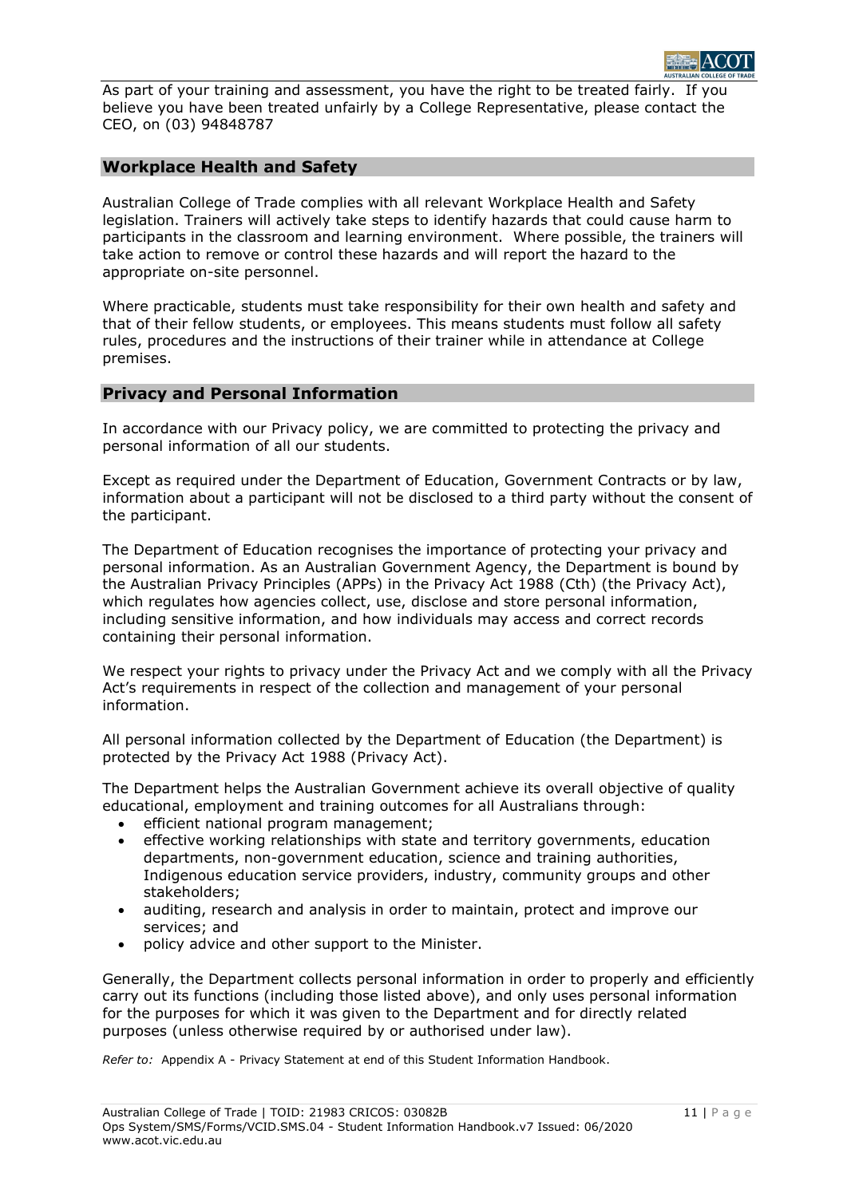As part of your training and assessment, you have the right to be treated fairly. If you believe you have been treated unfairly by a College Representative, please contact the CEO, on (03) 94848787

## Workplace Health and Safety

Australian College of Trade complies with all relevant Workplace Health and Safety legislation. Trainers will actively take steps to identify hazards that could cause harm to participants in the classroom and learning environment. Where possible, the trainers will take action to remove or control these hazards and will report the hazard to the appropriate on-site personnel.

Where practicable, students must take responsibility for their own health and safety and that of their fellow students, or employees. This means students must follow all safety rules, procedures and the instructions of their trainer while in attendance at College premises.

## Privacy and Personal Information

In accordance with our Privacy policy, we are committed to protecting the privacy and personal information of all our students.

Except as required under the Department of Education, Government Contracts or by law, information about a participant will not be disclosed to a third party without the consent of the participant.

The Department of Education recognises the importance of protecting your privacy and personal information. As an Australian Government Agency, the Department is bound by the Australian Privacy Principles (APPs) in the Privacy Act 1988 (Cth) (the Privacy Act), which regulates how agencies collect, use, disclose and store personal information, including sensitive information, and how individuals may access and correct records containing their personal information.

We respect your rights to privacy under the Privacy Act and we comply with all the Privacy Act's requirements in respect of the collection and management of your personal information.

All personal information collected by the Department of Education (the Department) is protected by the Privacy Act 1988 (Privacy Act).

The Department helps the Australian Government achieve its overall objective of quality educational, employment and training outcomes for all Australians through:

- efficient national program management;
- effective working relationships with state and territory governments, education departments, non-government education, science and training authorities, Indigenous education service providers, industry, community groups and other stakeholders;
- auditing, research and analysis in order to maintain, protect and improve our services; and
- policy advice and other support to the Minister.

Generally, the Department collects personal information in order to properly and efficiently carry out its functions (including those listed above), and only uses personal information for the purposes for which it was given to the Department and for directly related purposes (unless otherwise required by or authorised under law).

*Refer to:* Appendix A - Privacy Statement at end of this Student Information Handbook.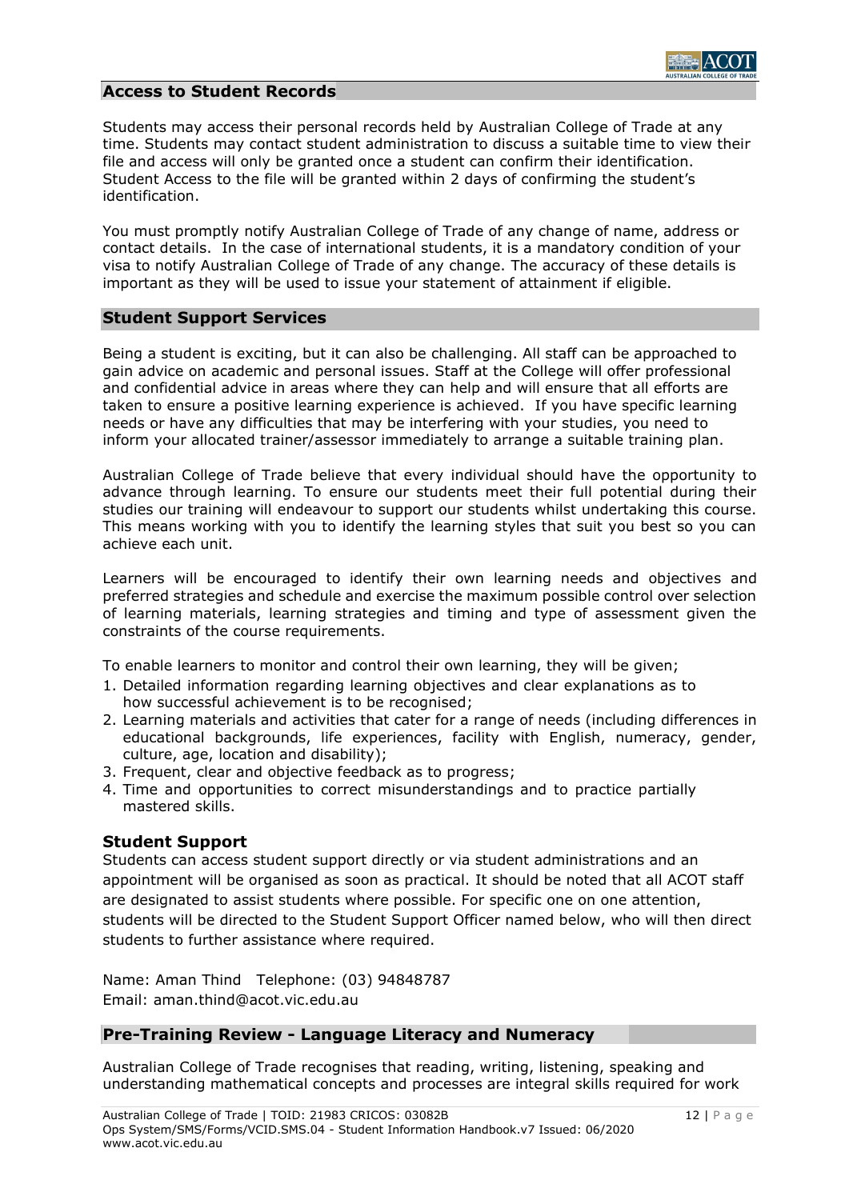## Access to Student Records

Students may access their personal records held by Australian College of Trade at any time. Students may contact student administration to discuss a suitable time to view their file and access will only be granted once a student can confirm their identification. Student Access to the file will be granted within 2 days of confirming the student's identification.

You must promptly notify Australian College of Trade of any change of name, address or contact details. In the case of international students, it is a mandatory condition of your visa to notify Australian College of Trade of any change. The accuracy of these details is important as they will be used to issue your statement of attainment if eligible.

## Student Support Services

Being a student is exciting, but it can also be challenging. All staff can be approached to gain advice on academic and personal issues. Staff at the College will offer professional and confidential advice in areas where they can help and will ensure that all efforts are taken to ensure a positive learning experience is achieved. If you have specific learning needs or have any difficulties that may be interfering with your studies, you need to inform your allocated trainer/assessor immediately to arrange a suitable training plan.

Australian College of Trade believe that every individual should have the opportunity to advance through learning. To ensure our students meet their full potential during their studies our training will endeavour to support our students whilst undertaking this course. This means working with you to identify the learning styles that suit you best so you can achieve each unit.

Learners will be encouraged to identify their own learning needs and objectives and preferred strategies and schedule and exercise the maximum possible control over selection of learning materials, learning strategies and timing and type of assessment given the constraints of the course requirements.

To enable learners to monitor and control their own learning, they will be given;

1. Detailed information regarding learning objectives and clear explanations as to how successful achievement is to be recognised;
2. Learning materials and activities that cater for a range of needs (including differences in educational backgrounds, life experiences, facility with English, numeracy, gender, culture, age, location and disability);
3. Frequent, clear and objective feedback as to progress;
4. Time and opportunities to correct misunderstandings and to practice partially mastered skills.

### Student Support

Students can access student support directly or via student administrations and an appointment will be organised as soon as practical. It should be noted that all ACOT staff are designated to assist students where possible. For specific one on one attention, students will be directed to the Student Support Officer named below, who will then direct students to further assistance where required.

Name: Aman Thind   Telephone: (03) 94848787
Email: aman.thind@acot.vic.edu.au

## Pre-Training Review - Language Literacy and Numeracy

Australian College of Trade recognises that reading, writing, listening, speaking and understanding mathematical concepts and processes are integral skills required for work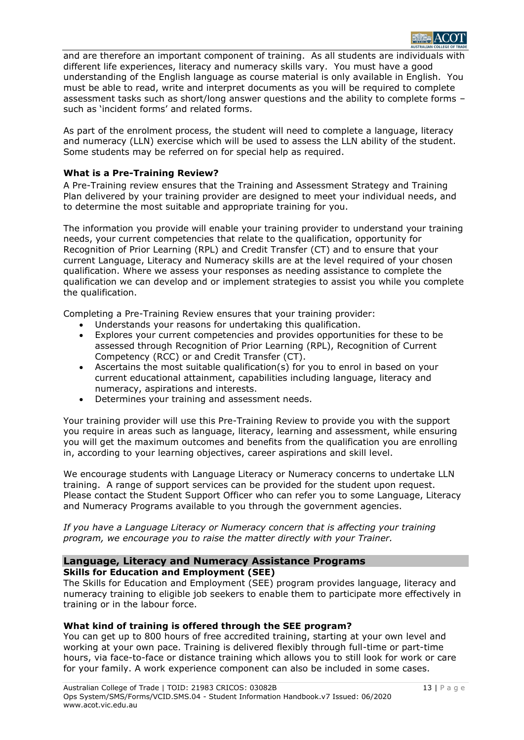and are therefore an important component of training. As all students are individuals with different life experiences, literacy and numeracy skills vary. You must have a good understanding of the English language as course material is only available in English. You must be able to read, write and interpret documents as you will be required to complete assessment tasks such as short/long answer questions and the ability to complete forms – such as 'incident forms' and related forms.

As part of the enrolment process, the student will need to complete a language, literacy and numeracy (LLN) exercise which will be used to assess the LLN ability of the student. Some students may be referred on for special help as required.

**What is a Pre-Training Review?**

A Pre-Training review ensures that the Training and Assessment Strategy and Training Plan delivered by your training provider are designed to meet your individual needs, and to determine the most suitable and appropriate training for you.

The information you provide will enable your training provider to understand your training needs, your current competencies that relate to the qualification, opportunity for Recognition of Prior Learning (RPL) and Credit Transfer (CT) and to ensure that your current Language, Literacy and Numeracy skills are at the level required of your chosen qualification. Where we assess your responses as needing assistance to complete the qualification we can develop and or implement strategies to assist you while you complete the qualification.

Completing a Pre-Training Review ensures that your training provider:

- Understands your reasons for undertaking this qualification.
- Explores your current competencies and provides opportunities for these to be assessed through Recognition of Prior Learning (RPL), Recognition of Current Competency (RCC) or and Credit Transfer (CT).
- Ascertains the most suitable qualification(s) for you to enrol in based on your current educational attainment, capabilities including language, literacy and numeracy, aspirations and interests.
- Determines your training and assessment needs.

Your training provider will use this Pre-Training Review to provide you with the support you require in areas such as language, literacy, learning and assessment, while ensuring you will get the maximum outcomes and benefits from the qualification you are enrolling in, according to your learning objectives, career aspirations and skill level.

We encourage students with Language Literacy or Numeracy concerns to undertake LLN training. A range of support services can be provided for the student upon request. Please contact the Student Support Officer who can refer you to some Language, Literacy and Numeracy Programs available to you through the government agencies.

*If you have a Language Literacy or Numeracy concern that is affecting your training program, we encourage you to raise the matter directly with your Trainer.*

## Language, Literacy and Numeracy Assistance Programs

**Skills for Education and Employment (SEE)**

The Skills for Education and Employment (SEE) program provides language, literacy and numeracy training to eligible job seekers to enable them to participate more effectively in training or in the labour force.

**What kind of training is offered through the SEE program?**

You can get up to 800 hours of free accredited training, starting at your own level and working at your own pace. Training is delivered flexibly through full-time or part-time hours, via face-to-face or distance training which allows you to still look for work or care for your family. A work experience component can also be included in some cases.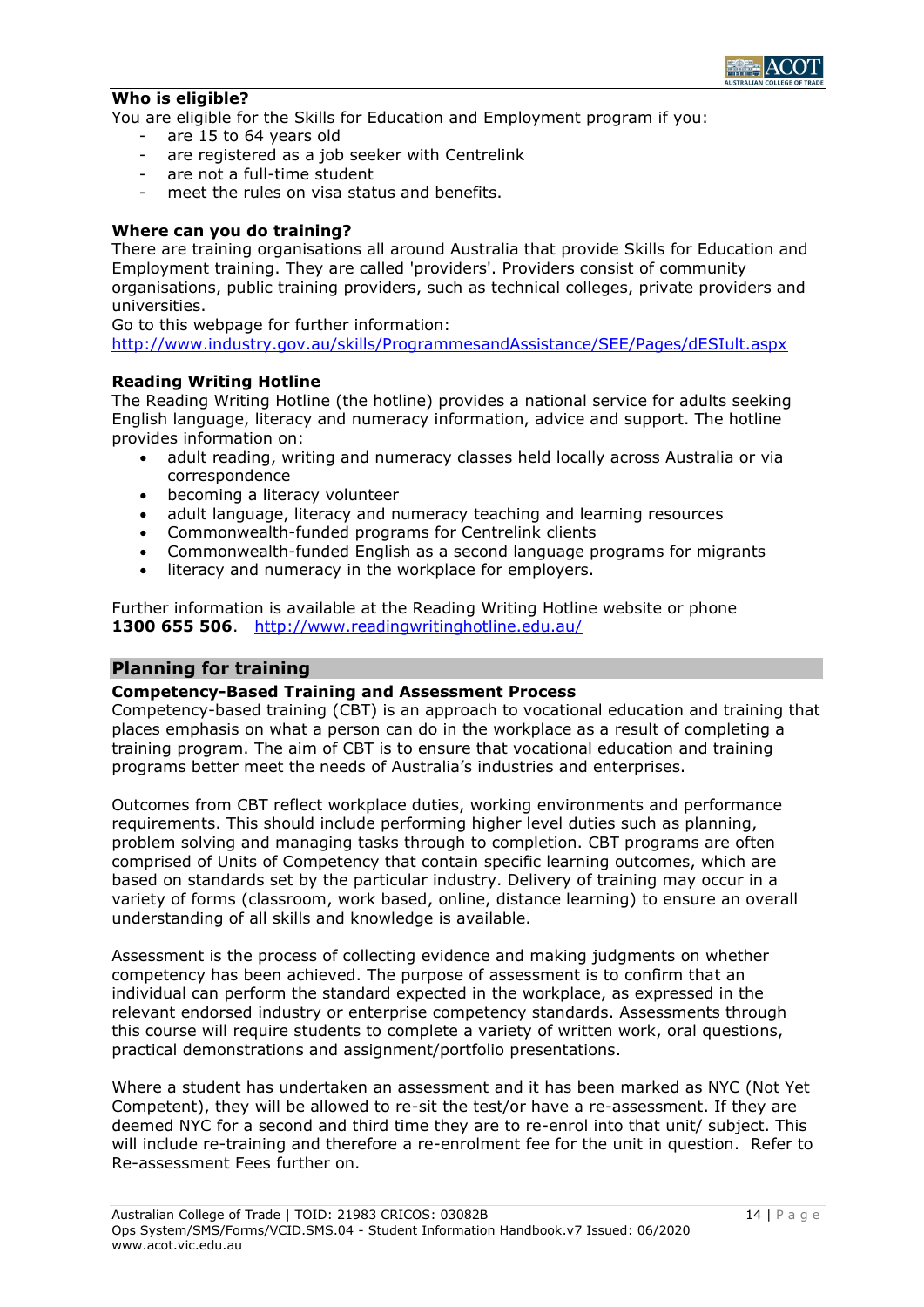**Who is eligible?**

You are eligible for the Skills for Education and Employment program if you:

- are 15 to 64 years old
- are registered as a job seeker with Centrelink
- are not a full-time student
- meet the rules on visa status and benefits.

**Where can you do training?**

There are training organisations all around Australia that provide Skills for Education and Employment training. They are called 'providers'. Providers consist of community organisations, public training providers, such as technical colleges, private providers and universities.

Go to this webpage for further information:
http://www.industry.gov.au/skills/ProgrammesandAssistance/SEE/Pages/dESIult.aspx

**Reading Writing Hotline**

The Reading Writing Hotline (the hotline) provides a national service for adults seeking English language, literacy and numeracy information, advice and support. The hotline provides information on:

- adult reading, writing and numeracy classes held locally across Australia or via correspondence
- becoming a literacy volunteer
- adult language, literacy and numeracy teaching and learning resources
- Commonwealth-funded programs for Centrelink clients
- Commonwealth-funded English as a second language programs for migrants
- literacy and numeracy in the workplace for employers.

Further information is available at the Reading Writing Hotline website or phone **1300 655 506**. http://www.readingwritinghotline.edu.au/

## Planning for training

**Competency-Based Training and Assessment Process**

Competency-based training (CBT) is an approach to vocational education and training that places emphasis on what a person can do in the workplace as a result of completing a training program. The aim of CBT is to ensure that vocational education and training programs better meet the needs of Australia's industries and enterprises.

Outcomes from CBT reflect workplace duties, working environments and performance requirements. This should include performing higher level duties such as planning, problem solving and managing tasks through to completion. CBT programs are often comprised of Units of Competency that contain specific learning outcomes, which are based on standards set by the particular industry. Delivery of training may occur in a variety of forms (classroom, work based, online, distance learning) to ensure an overall understanding of all skills and knowledge is available.

Assessment is the process of collecting evidence and making judgments on whether competency has been achieved. The purpose of assessment is to confirm that an individual can perform the standard expected in the workplace, as expressed in the relevant endorsed industry or enterprise competency standards. Assessments through this course will require students to complete a variety of written work, oral questions, practical demonstrations and assignment/portfolio presentations.

Where a student has undertaken an assessment and it has been marked as NYC (Not Yet Competent), they will be allowed to re-sit the test/or have a re-assessment. If they are deemed NYC for a second and third time they are to re-enrol into that unit/ subject. This will include re-training and therefore a re-enrolment fee for the unit in question. Refer to Re-assessment Fees further on.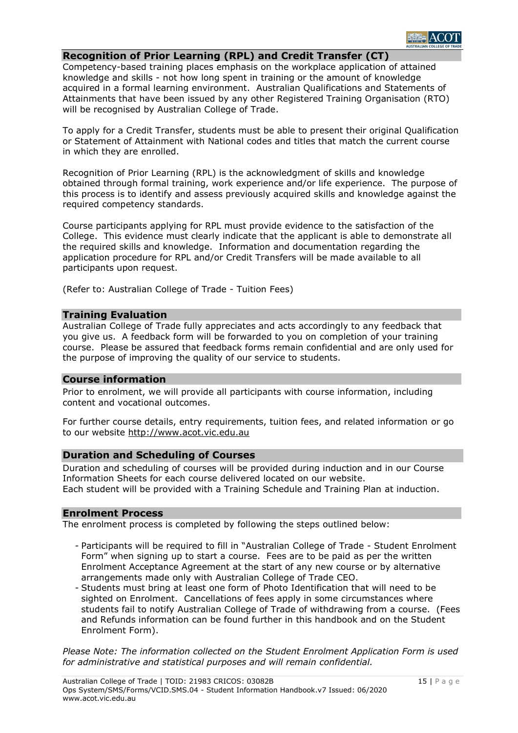## Recognition of Prior Learning (RPL) and Credit Transfer (CT)

Competency-based training places emphasis on the workplace application of attained knowledge and skills - not how long spent in training or the amount of knowledge acquired in a formal learning environment. Australian Qualifications and Statements of Attainments that have been issued by any other Registered Training Organisation (RTO) will be recognised by Australian College of Trade.

To apply for a Credit Transfer, students must be able to present their original Qualification or Statement of Attainment with National codes and titles that match the current course in which they are enrolled.

Recognition of Prior Learning (RPL) is the acknowledgment of skills and knowledge obtained through formal training, work experience and/or life experience. The purpose of this process is to identify and assess previously acquired skills and knowledge against the required competency standards.

Course participants applying for RPL must provide evidence to the satisfaction of the College. This evidence must clearly indicate that the applicant is able to demonstrate all the required skills and knowledge. Information and documentation regarding the application procedure for RPL and/or Credit Transfers will be made available to all participants upon request.

(Refer to: Australian College of Trade - Tuition Fees)

## Training Evaluation

Australian College of Trade fully appreciates and acts accordingly to any feedback that you give us. A feedback form will be forwarded to you on completion of your training course. Please be assured that feedback forms remain confidential and are only used for the purpose of improving the quality of our service to students.

## Course information

Prior to enrolment, we will provide all participants with course information, including content and vocational outcomes.

For further course details, entry requirements, tuition fees, and related information or go to our website http://www.acot.vic.edu.au

## Duration and Scheduling of Courses

Duration and scheduling of courses will be provided during induction and in our Course Information Sheets for each course delivered located on our website.
Each student will be provided with a Training Schedule and Training Plan at induction.

## Enrolment Process

The enrolment process is completed by following the steps outlined below:

- Participants will be required to fill in "Australian College of Trade - Student Enrolment Form" when signing up to start a course. Fees are to be paid as per the written Enrolment Acceptance Agreement at the start of any new course or by alternative arrangements made only with Australian College of Trade CEO.
- Students must bring at least one form of Photo Identification that will need to be sighted on Enrolment. Cancellations of fees apply in some circumstances where students fail to notify Australian College of Trade of withdrawing from a course. (Fees and Refunds information can be found further in this handbook and on the Student Enrolment Form).

*Please Note: The information collected on the Student Enrolment Application Form is used for administrative and statistical purposes and will remain confidential.*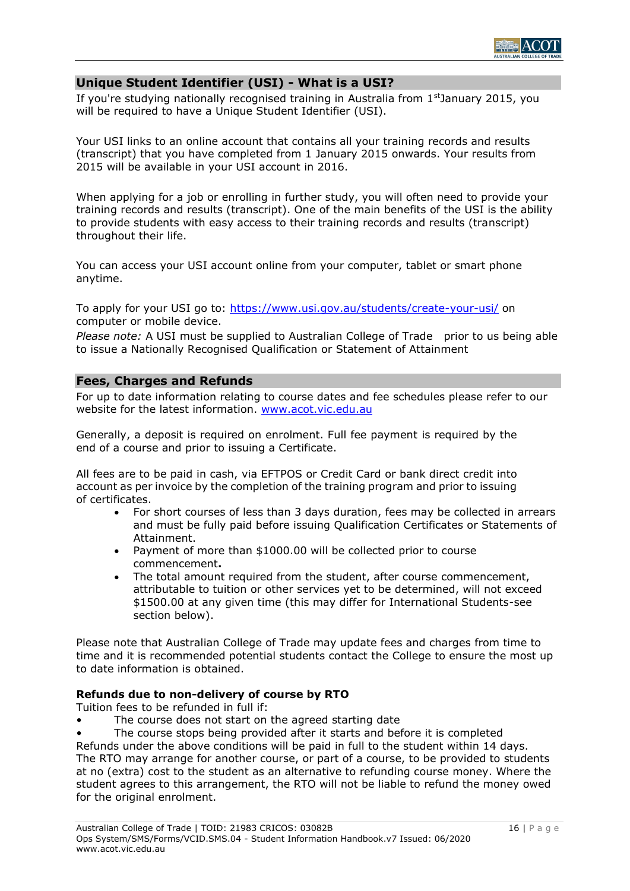## Unique Student Identifier (USI) - What is a USI?

If you're studying nationally recognised training in Australia from 1st January 2015, you will be required to have a Unique Student Identifier (USI).

Your USI links to an online account that contains all your training records and results (transcript) that you have completed from 1 January 2015 onwards. Your results from 2015 will be available in your USI account in 2016.

When applying for a job or enrolling in further study, you will often need to provide your training records and results (transcript). One of the main benefits of the USI is the ability to provide students with easy access to their training records and results (transcript) throughout their life.

You can access your USI account online from your computer, tablet or smart phone anytime.

To apply for your USI go to: https://www.usi.gov.au/students/create-your-usi/ on computer or mobile device.

*Please note:* A USI must be supplied to Australian College of Trade prior to us being able to issue a Nationally Recognised Qualification or Statement of Attainment

## Fees, Charges and Refunds

For up to date information relating to course dates and fee schedules please refer to our website for the latest information. www.acot.vic.edu.au

Generally, a deposit is required on enrolment. Full fee payment is required by the end of a course and prior to issuing a Certificate.

All fees are to be paid in cash, via EFTPOS or Credit Card or bank direct credit into account as per invoice by the completion of the training program and prior to issuing of certificates.

- For short courses of less than 3 days duration, fees may be collected in arrears and must be fully paid before issuing Qualification Certificates or Statements of Attainment.
- Payment of more than $1000.00 will be collected prior to course commencement.
- The total amount required from the student, after course commencement, attributable to tuition or other services yet to be determined, will not exceed $1500.00 at any given time (this may differ for International Students-see section below).

Please note that Australian College of Trade may update fees and charges from time to time and it is recommended potential students contact the College to ensure the most up to date information is obtained.

**Refunds due to non-delivery of course by RTO**

Tuition fees to be refunded in full if:

- The course does not start on the agreed starting date
- The course stops being provided after it starts and before it is completed

Refunds under the above conditions will be paid in full to the student within 14 days. The RTO may arrange for another course, or part of a course, to be provided to students at no (extra) cost to the student as an alternative to refunding course money. Where the student agrees to this arrangement, the RTO will not be liable to refund the money owed for the original enrolment.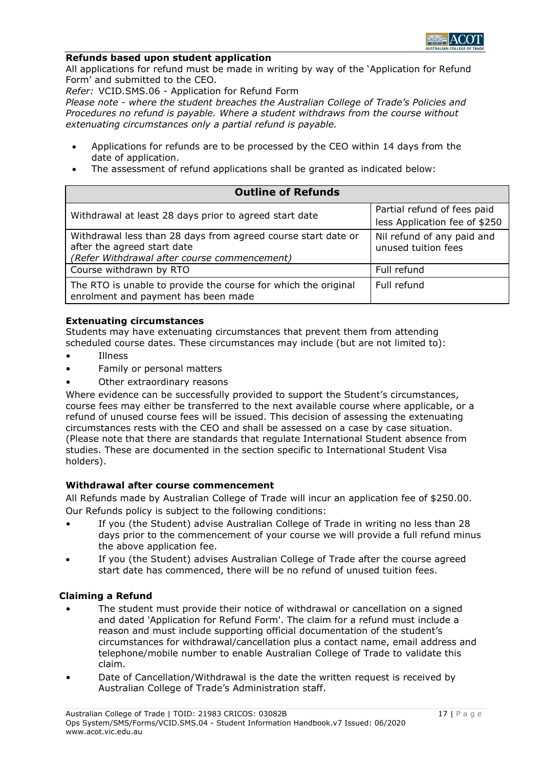### Refunds based upon student application

All applications for refund must be made in writing by way of the 'Application for Refund Form' and submitted to the CEO.

*Refer:* VCID.SMS.06 - Application for Refund Form

*Please note - where the student breaches the Australian College of Trade's Policies and Procedures no refund is payable. Where a student withdraws from the course without extenuating circumstances only a partial refund is payable.*

- Applications for refunds are to be processed by the CEO within 14 days from the date of application.
- The assessment of refund applications shall be granted as indicated below:

| **Outline of Refunds** | |
|---|---|
| Withdrawal at least 28 days prior to agreed start date | Partial refund of fees paid less Application fee of $250 |
| Withdrawal less than 28 days from agreed course start date or after the agreed start date *(Refer Withdrawal after course commencement)* | Nil refund of any paid and unused tuition fees |
| Course withdrawn by RTO | Full refund |
| The RTO is unable to provide the course for which the original enrolment and payment has been made | Full refund |

### Extenuating circumstances

Students may have extenuating circumstances that prevent them from attending scheduled course dates. These circumstances may include (but are not limited to):

- Illness
- Family or personal matters
- Other extraordinary reasons

Where evidence can be successfully provided to support the Student's circumstances, course fees may either be transferred to the next available course where applicable, or a refund of unused course fees will be issued. This decision of assessing the extenuating circumstances rests with the CEO and shall be assessed on a case by case situation. (Please note that there are standards that regulate International Student absence from studies. These are documented in the section specific to International Student Visa holders).

### Withdrawal after course commencement

All Refunds made by Australian College of Trade will incur an application fee of $250.00. Our Refunds policy is subject to the following conditions:

- If you (the Student) advise Australian College of Trade in writing no less than 28 days prior to the commencement of your course we will provide a full refund minus the above application fee.
- If you (the Student) advises Australian College of Trade after the course agreed start date has commenced, there will be no refund of unused tuition fees.

### Claiming a Refund

- The student must provide their notice of withdrawal or cancellation on a signed and dated 'Application for Refund Form'. The claim for a refund must include a reason and must include supporting official documentation of the student's circumstances for withdrawal/cancellation plus a contact name, email address and telephone/mobile number to enable Australian College of Trade to validate this claim.
- Date of Cancellation/Withdrawal is the date the written request is received by Australian College of Trade's Administration staff.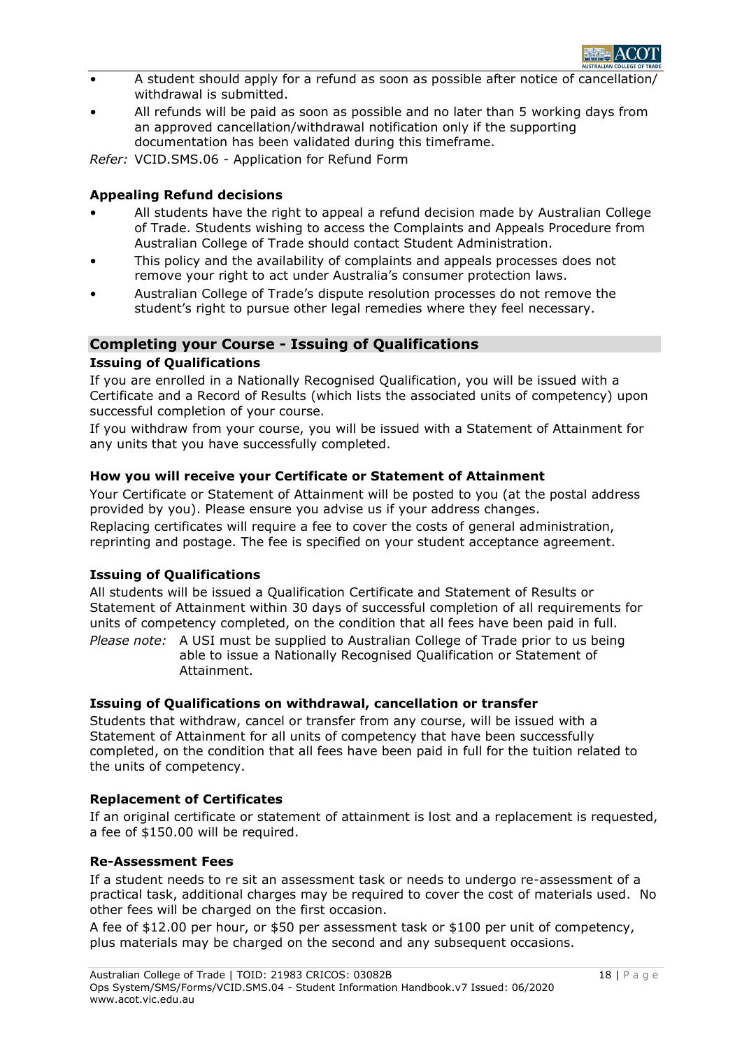- A student should apply for a refund as soon as possible after notice of cancellation/ withdrawal is submitted.
- All refunds will be paid as soon as possible and no later than 5 working days from an approved cancellation/withdrawal notification only if the supporting documentation has been validated during this timeframe.

*Refer:* VCID.SMS.06 - Application for Refund Form

**Appealing Refund decisions**

- All students have the right to appeal a refund decision made by Australian College of Trade. Students wishing to access the Complaints and Appeals Procedure from Australian College of Trade should contact Student Administration.
- This policy and the availability of complaints and appeals processes does not remove your right to act under Australia's consumer protection laws.
- Australian College of Trade's dispute resolution processes do not remove the student's right to pursue other legal remedies where they feel necessary.

## Completing your Course - Issuing of Qualifications

**Issuing of Qualifications**

If you are enrolled in a Nationally Recognised Qualification, you will be issued with a Certificate and a Record of Results (which lists the associated units of competency) upon successful completion of your course.

If you withdraw from your course, you will be issued with a Statement of Attainment for any units that you have successfully completed.

**How you will receive your Certificate or Statement of Attainment**

Your Certificate or Statement of Attainment will be posted to you (at the postal address provided by you). Please ensure you advise us if your address changes.

Replacing certificates will require a fee to cover the costs of general administration, reprinting and postage. The fee is specified on your student acceptance agreement.

**Issuing of Qualifications**

All students will be issued a Qualification Certificate and Statement of Results or Statement of Attainment within 30 days of successful completion of all requirements for units of competency completed, on the condition that all fees have been paid in full.

*Please note:* A USI must be supplied to Australian College of Trade prior to us being able to issue a Nationally Recognised Qualification or Statement of Attainment.

**Issuing of Qualifications on withdrawal, cancellation or transfer**

Students that withdraw, cancel or transfer from any course, will be issued with a Statement of Attainment for all units of competency that have been successfully completed, on the condition that all fees have been paid in full for the tuition related to the units of competency.

**Replacement of Certificates**

If an original certificate or statement of attainment is lost and a replacement is requested, a fee of $150.00 will be required.

**Re-Assessment Fees**

If a student needs to re sit an assessment task or needs to undergo re-assessment of a practical task, additional charges may be required to cover the cost of materials used. No other fees will be charged on the first occasion.

A fee of $12.00 per hour, or $50 per assessment task or $100 per unit of competency, plus materials may be charged on the second and any subsequent occasions.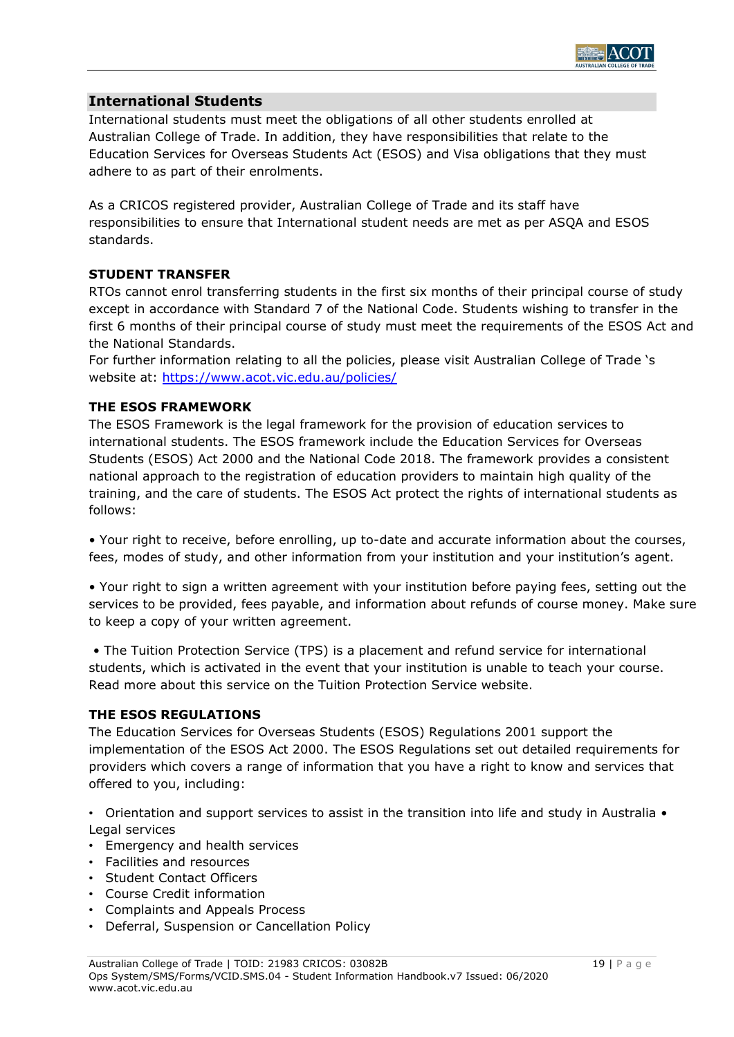## International Students

International students must meet the obligations of all other students enrolled at Australian College of Trade. In addition, they have responsibilities that relate to the Education Services for Overseas Students Act (ESOS) and Visa obligations that they must adhere to as part of their enrolments.

As a CRICOS registered provider, Australian College of Trade and its staff have responsibilities to ensure that International student needs are met as per ASQA and ESOS standards.

### STUDENT TRANSFER

RTOs cannot enrol transferring students in the first six months of their principal course of study except in accordance with Standard 7 of the National Code. Students wishing to transfer in the first 6 months of their principal course of study must meet the requirements of the ESOS Act and the National Standards.

For further information relating to all the policies, please visit Australian College of Trade 's website at: https://www.acot.vic.edu.au/policies/

### THE ESOS FRAMEWORK

The ESOS Framework is the legal framework for the provision of education services to international students. The ESOS framework include the Education Services for Overseas Students (ESOS) Act 2000 and the National Code 2018. The framework provides a consistent national approach to the registration of education providers to maintain high quality of the training, and the care of students. The ESOS Act protect the rights of international students as follows:

- Your right to receive, before enrolling, up to-date and accurate information about the courses, fees, modes of study, and other information from your institution and your institution's agent.

- Your right to sign a written agreement with your institution before paying fees, setting out the services to be provided, fees payable, and information about refunds of course money. Make sure to keep a copy of your written agreement.

- The Tuition Protection Service (TPS) is a placement and refund service for international students, which is activated in the event that your institution is unable to teach your course. Read more about this service on the Tuition Protection Service website.

### THE ESOS REGULATIONS

The Education Services for Overseas Students (ESOS) Regulations 2001 support the implementation of the ESOS Act 2000. The ESOS Regulations set out detailed requirements for providers which covers a range of information that you have a right to know and services that offered to you, including:

- Orientation and support services to assist in the transition into life and study in Australia
- Legal services
- Emergency and health services
- Facilities and resources
- Student Contact Officers
- Course Credit information
- Complaints and Appeals Process
- Deferral, Suspension or Cancellation Policy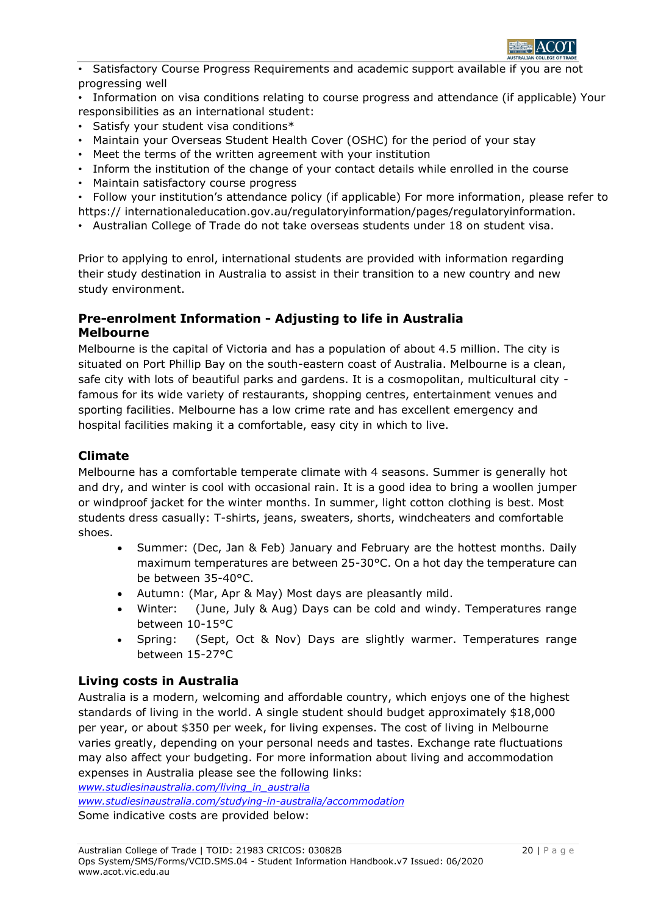- Satisfactory Course Progress Requirements and academic support available if you are not progressing well
- Information on visa conditions relating to course progress and attendance (if applicable) Your responsibilities as an international student:
- Satisfy your student visa conditions*
- Maintain your Overseas Student Health Cover (OSHC) for the period of your stay
- Meet the terms of the written agreement with your institution
- Inform the institution of the change of your contact details while enrolled in the course
- Maintain satisfactory course progress
- Follow your institution's attendance policy (if applicable) For more information, please refer to https:// internationaleducation.gov.au/regulatoryinformation/pages/regulatoryinformation.
- Australian College of Trade do not take overseas students under 18 on student visa.

Prior to applying to enrol, international students are provided with information regarding their study destination in Australia to assist in their transition to a new country and new study environment.

## Pre-enrolment Information - Adjusting to life in Australia

### Melbourne

Melbourne is the capital of Victoria and has a population of about 4.5 million. The city is situated on Port Phillip Bay on the south-eastern coast of Australia. Melbourne is a clean, safe city with lots of beautiful parks and gardens. It is a cosmopolitan, multicultural city - famous for its wide variety of restaurants, shopping centres, entertainment venues and sporting facilities. Melbourne has a low crime rate and has excellent emergency and hospital facilities making it a comfortable, easy city in which to live.

### Climate

Melbourne has a comfortable temperate climate with 4 seasons. Summer is generally hot and dry, and winter is cool with occasional rain. It is a good idea to bring a woollen jumper or windproof jacket for the winter months. In summer, light cotton clothing is best. Most students dress casually: T-shirts, jeans, sweaters, shorts, windcheaters and comfortable shoes.

- Summer: (Dec, Jan & Feb) January and February are the hottest months. Daily maximum temperatures are between 25-30°C. On a hot day the temperature can be between 35-40°C.
- Autumn: (Mar, Apr & May) Most days are pleasantly mild.
- Winter: (June, July & Aug) Days can be cold and windy. Temperatures range between 10-15°C
- Spring: (Sept, Oct & Nov) Days are slightly warmer. Temperatures range between 15-27°C

### Living costs in Australia

Australia is a modern, welcoming and affordable country, which enjoys one of the highest standards of living in the world. A single student should budget approximately $18,000 per year, or about $350 per week, for living expenses. The cost of living in Melbourne varies greatly, depending on your personal needs and tastes. Exchange rate fluctuations may also affect your budgeting. For more information about living and accommodation expenses in Australia please see the following links:

*www.studiesinaustralia.com/living_in_australia*

*www.studiesinaustralia.com/studying-in-australia/accommodation*

Some indicative costs are provided below: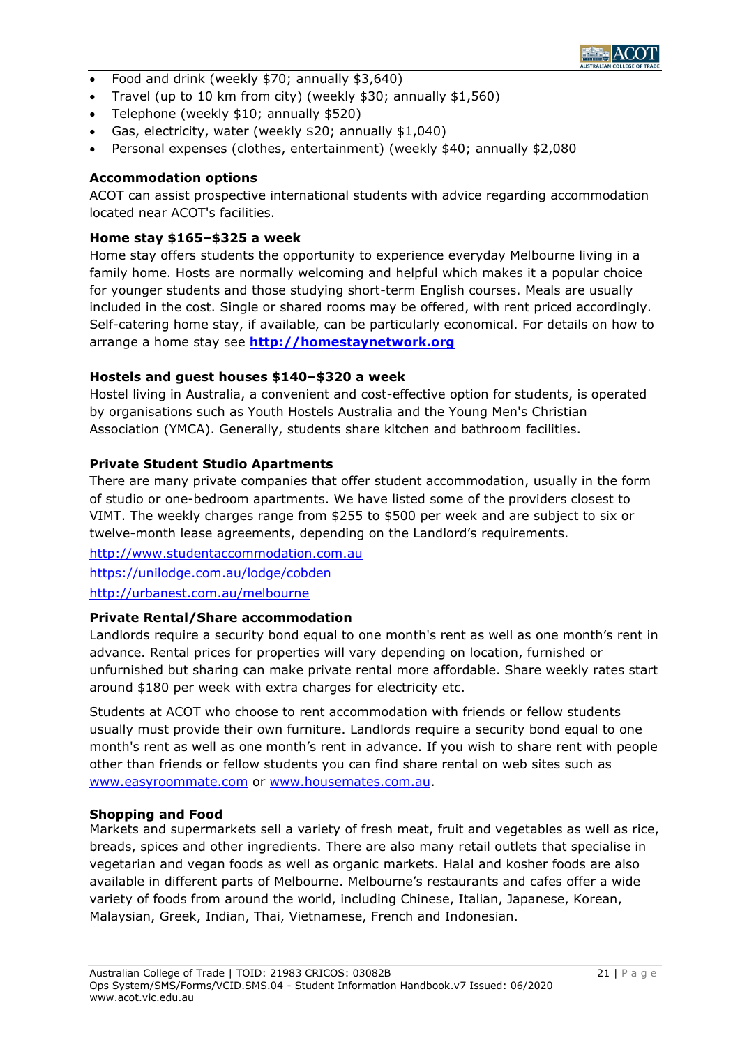- Food and drink (weekly $70; annually $3,640)
- Travel (up to 10 km from city) (weekly $30; annually $1,560)
- Telephone (weekly $10; annually $520)
- Gas, electricity, water (weekly $20; annually $1,040)
- Personal expenses (clothes, entertainment) (weekly $40; annually $2,080

**Accommodation options**

ACOT can assist prospective international students with advice regarding accommodation located near ACOT's facilities.

**Home stay $165–$325 a week**

Home stay offers students the opportunity to experience everyday Melbourne living in a family home. Hosts are normally welcoming and helpful which makes it a popular choice for younger students and those studying short-term English courses. Meals are usually included in the cost. Single or shared rooms may be offered, with rent priced accordingly. Self-catering home stay, if available, can be particularly economical. For details on how to arrange a home stay see **http://homestaynetwork.org**

**Hostels and guest houses $140–$320 a week**

Hostel living in Australia, a convenient and cost-effective option for students, is operated by organisations such as Youth Hostels Australia and the Young Men's Christian Association (YMCA). Generally, students share kitchen and bathroom facilities.

**Private Student Studio Apartments**

There are many private companies that offer student accommodation, usually in the form of studio or one-bedroom apartments. We have listed some of the providers closest to VIMT. The weekly charges range from $255 to $500 per week and are subject to six or twelve-month lease agreements, depending on the Landlord's requirements.

http://www.studentaccommodation.com.au

https://unilodge.com.au/lodge/cobden

http://urbanest.com.au/melbourne

**Private Rental/Share accommodation**

Landlords require a security bond equal to one month's rent as well as one month's rent in advance. Rental prices for properties will vary depending on location, furnished or unfurnished but sharing can make private rental more affordable. Share weekly rates start around $180 per week with extra charges for electricity etc.

Students at ACOT who choose to rent accommodation with friends or fellow students usually must provide their own furniture. Landlords require a security bond equal to one month's rent as well as one month's rent in advance. If you wish to share rent with people other than friends or fellow students you can find share rental on web sites such as www.easyroommate.com or www.housemates.com.au.

**Shopping and Food**

Markets and supermarkets sell a variety of fresh meat, fruit and vegetables as well as rice, breads, spices and other ingredients. There are also many retail outlets that specialise in vegetarian and vegan foods as well as organic markets. Halal and kosher foods are also available in different parts of Melbourne. Melbourne's restaurants and cafes offer a wide variety of foods from around the world, including Chinese, Italian, Japanese, Korean, Malaysian, Greek, Indian, Thai, Vietnamese, French and Indonesian.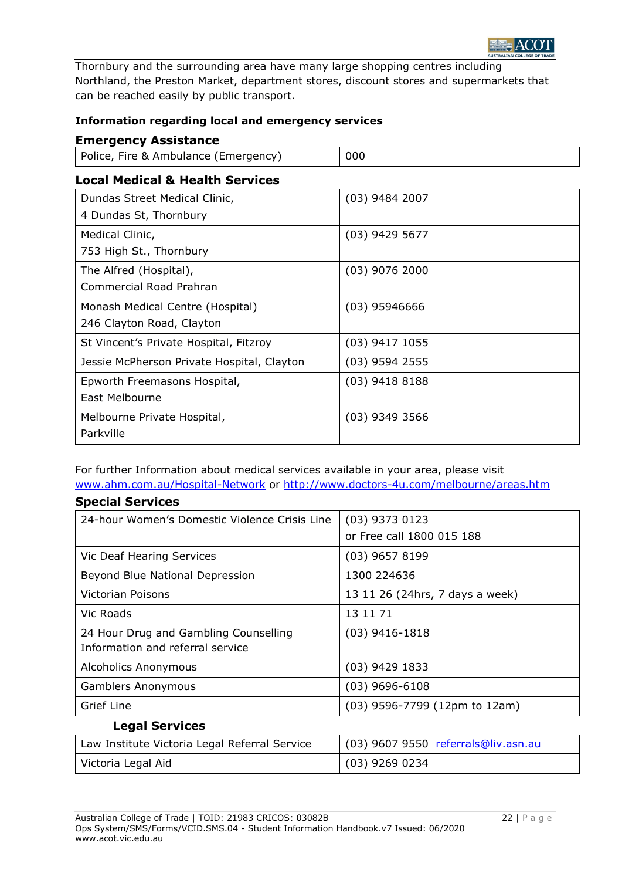Thornbury and the surrounding area have many large shopping centres including Northland, the Preston Market, department stores, discount stores and supermarkets that can be reached easily by public transport.

**Information regarding local and emergency services**

## Emergency Assistance

| | |
|---|---|
| Police, Fire & Ambulance (Emergency) | 000 |

## Local Medical & Health Services

| | |
|---|---|
| Dundas Street Medical Clinic, 4 Dundas St, Thornbury | (03) 9484 2007 |
| Medical Clinic, 753 High St., Thornbury | (03) 9429 5677 |
| The Alfred (Hospital), Commercial Road Prahran | (03) 9076 2000 |
| Monash Medical Centre (Hospital) 246 Clayton Road, Clayton | (03) 95946666 |
| St Vincent's Private Hospital, Fitzroy | (03) 9417 1055 |
| Jessie McPherson Private Hospital, Clayton | (03) 9594 2555 |
| Epworth Freemasons Hospital, East Melbourne | (03) 9418 8188 |
| Melbourne Private Hospital, Parkville | (03) 9349 3566 |

For further Information about medical services available in your area, please visit www.ahm.com.au/Hospital-Network or http://www.doctors-4u.com/melbourne/areas.htm

## Special Services

| | |
|---|---|
| 24-hour Women's Domestic Violence Crisis Line | (03) 9373 0123 or Free call 1800 015 188 |
| Vic Deaf Hearing Services | (03) 9657 8199 |
| Beyond Blue National Depression | 1300 224636 |
| Victorian Poisons | 13 11 26 (24hrs, 7 days a week) |
| Vic Roads | 13 11 71 |
| 24 Hour Drug and Gambling Counselling Information and referral service | (03) 9416-1818 |
| Alcoholics Anonymous | (03) 9429 1833 |
| Gamblers Anonymous | (03) 9696-6108 |
| Grief Line | (03) 9596-7799 (12pm to 12am) |

## Legal Services

| | |
|---|---|
| Law Institute Victoria Legal Referral Service | (03) 9607 9550 referrals@liv.asn.au |
| Victoria Legal Aid | (03) 9269 0234 |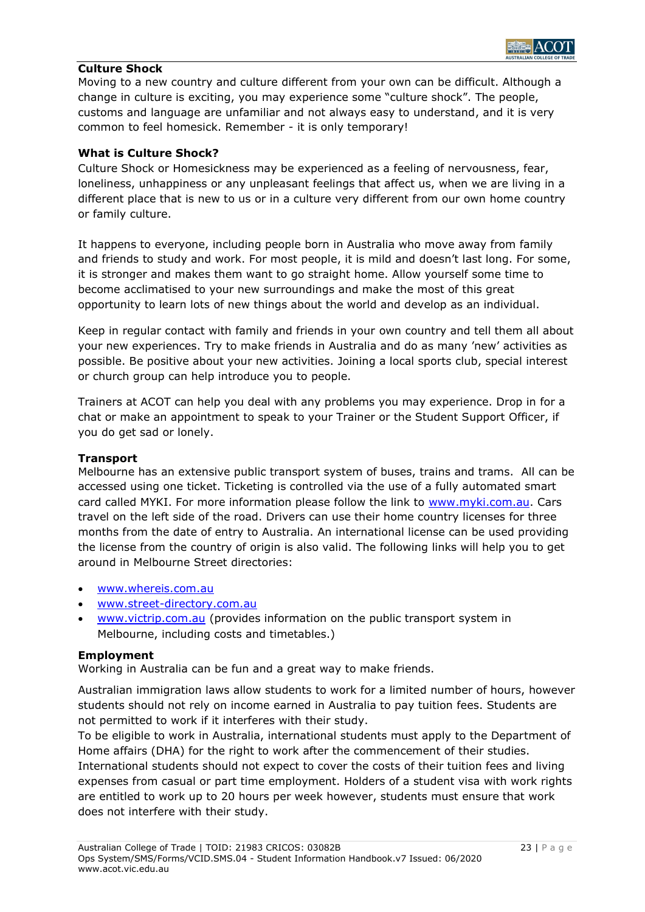## Culture Shock

Moving to a new country and culture different from your own can be difficult. Although a change in culture is exciting, you may experience some "culture shock". The people, customs and language are unfamiliar and not always easy to understand, and it is very common to feel homesick. Remember - it is only temporary!

### What is Culture Shock?

Culture Shock or Homesickness may be experienced as a feeling of nervousness, fear, loneliness, unhappiness or any unpleasant feelings that affect us, when we are living in a different place that is new to us or in a culture very different from our own home country or family culture.

It happens to everyone, including people born in Australia who move away from family and friends to study and work. For most people, it is mild and doesn't last long. For some, it is stronger and makes them want to go straight home. Allow yourself some time to become acclimatised to your new surroundings and make the most of this great opportunity to learn lots of new things about the world and develop as an individual.

Keep in regular contact with family and friends in your own country and tell them all about your new experiences. Try to make friends in Australia and do as many 'new' activities as possible. Be positive about your new activities. Joining a local sports club, special interest or church group can help introduce you to people.

Trainers at ACOT can help you deal with any problems you may experience. Drop in for a chat or make an appointment to speak to your Trainer or the Student Support Officer, if you do get sad or lonely.

## Transport

Melbourne has an extensive public transport system of buses, trains and trams. All can be accessed using one ticket. Ticketing is controlled via the use of a fully automated smart card called MYKI. For more information please follow the link to www.myki.com.au. Cars travel on the left side of the road. Drivers can use their home country licenses for three months from the date of entry to Australia. An international license can be used providing the license from the country of origin is also valid. The following links will help you to get around in Melbourne Street directories:

- www.whereis.com.au
- www.street-directory.com.au
- www.victrip.com.au (provides information on the public transport system in Melbourne, including costs and timetables.)

## Employment

Working in Australia can be fun and a great way to make friends.

Australian immigration laws allow students to work for a limited number of hours, however students should not rely on income earned in Australia to pay tuition fees. Students are not permitted to work if it interferes with their study.

To be eligible to work in Australia, international students must apply to the Department of Home affairs (DHA) for the right to work after the commencement of their studies. International students should not expect to cover the costs of their tuition fees and living expenses from casual or part time employment. Holders of a student visa with work rights are entitled to work up to 20 hours per week however, students must ensure that work does not interfere with their study.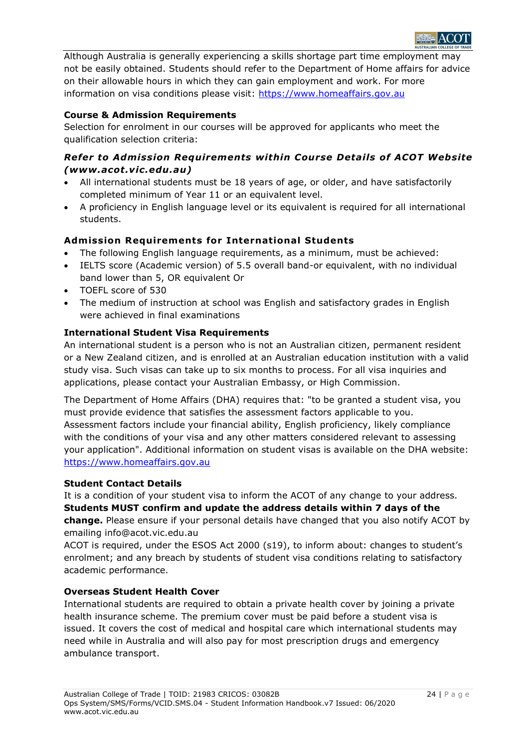Although Australia is generally experiencing a skills shortage part time employment may not be easily obtained. Students should refer to the Department of Home affairs for advice on their allowable hours in which they can gain employment and work. For more information on visa conditions please visit: https://www.homeaffairs.gov.au

### Course & Admission Requirements

Selection for enrolment in our courses will be approved for applicants who meet the qualification selection criteria:

***Refer to Admission Requirements within Course Details of ACOT Website (www.acot.vic.edu.au)***

- All international students must be 18 years of age, or older, and have satisfactorily completed minimum of Year 11 or an equivalent level.
- A proficiency in English language level or its equivalent is required for all international students.

### Admission Requirements for International Students

- The following English language requirements, as a minimum, must be achieved:
- IELTS score (Academic version) of 5.5 overall band-or equivalent, with no individual band lower than 5, OR equivalent Or
- TOEFL score of 530
- The medium of instruction at school was English and satisfactory grades in English were achieved in final examinations

### International Student Visa Requirements

An international student is a person who is not an Australian citizen, permanent resident or a New Zealand citizen, and is enrolled at an Australian education institution with a valid study visa. Such visas can take up to six months to process. For all visa inquiries and applications, please contact your Australian Embassy, or High Commission.

The Department of Home Affairs (DHA) requires that: "to be granted a student visa, you must provide evidence that satisfies the assessment factors applicable to you. Assessment factors include your financial ability, English proficiency, likely compliance with the conditions of your visa and any other matters considered relevant to assessing your application". Additional information on student visas is available on the DHA website: https://www.homeaffairs.gov.au

### Student Contact Details

It is a condition of your student visa to inform the ACOT of any change to your address. **Students MUST confirm and update the address details within 7 days of the change.** Please ensure if your personal details have changed that you also notify ACOT by emailing info@acot.vic.edu.au

ACOT is required, under the ESOS Act 2000 (s19), to inform about: changes to student's enrolment; and any breach by students of student visa conditions relating to satisfactory academic performance.

### Overseas Student Health Cover

International students are required to obtain a private health cover by joining a private health insurance scheme. The premium cover must be paid before a student visa is issued. It covers the cost of medical and hospital care which international students may need while in Australia and will also pay for most prescription drugs and emergency ambulance transport.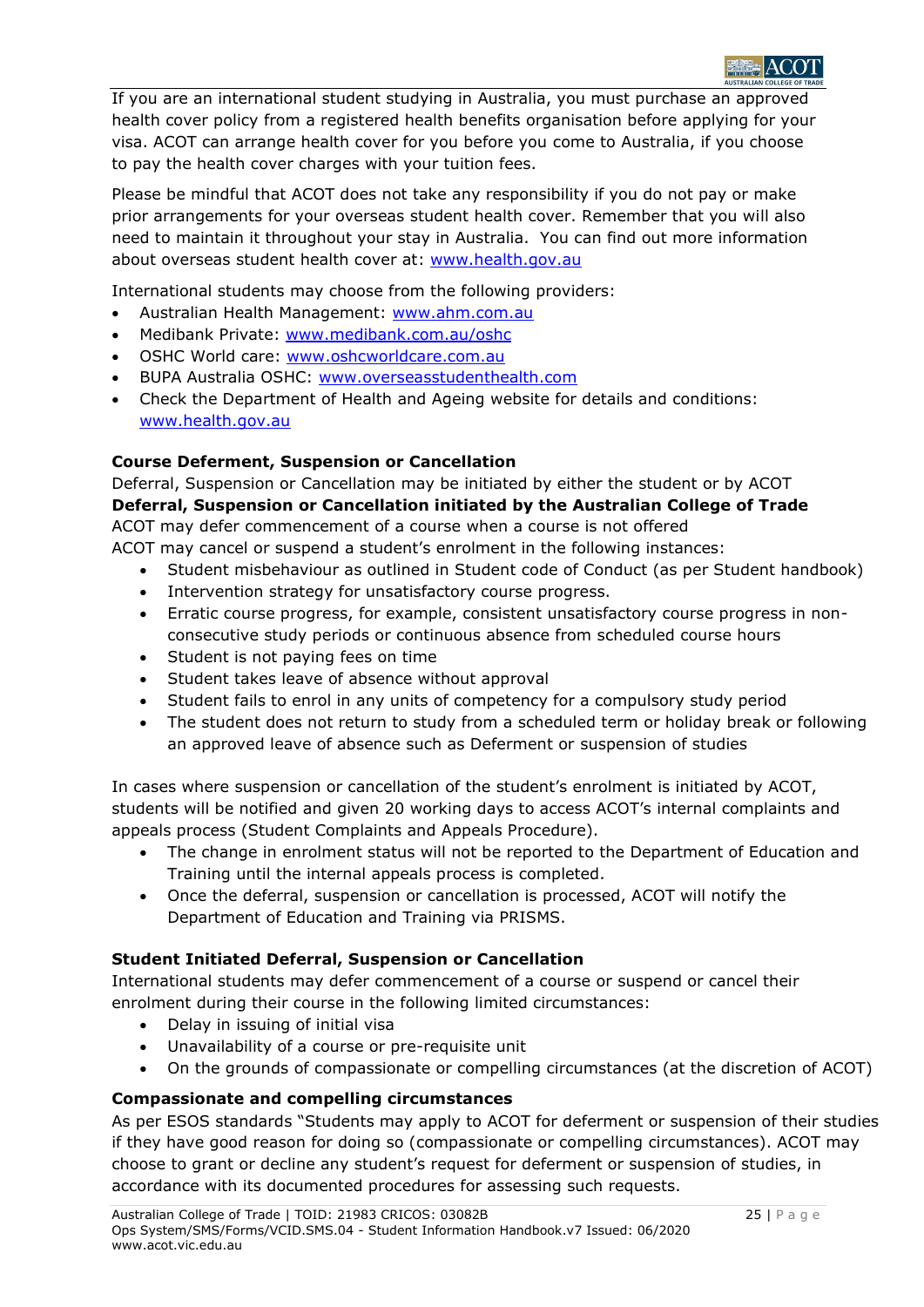If you are an international student studying in Australia, you must purchase an approved health cover policy from a registered health benefits organisation before applying for your visa. ACOT can arrange health cover for you before you come to Australia, if you choose to pay the health cover charges with your tuition fees.

Please be mindful that ACOT does not take any responsibility if you do not pay or make prior arrangements for your overseas student health cover. Remember that you will also need to maintain it throughout your stay in Australia. You can find out more information about overseas student health cover at: www.health.gov.au

International students may choose from the following providers:

- Australian Health Management: www.ahm.com.au
- Medibank Private: www.medibank.com.au/oshc
- OSHC World care: www.oshcworldcare.com.au
- BUPA Australia OSHC: www.overseasstudenthealth.com
- Check the Department of Health and Ageing website for details and conditions: www.health.gov.au

**Course Deferment, Suspension or Cancellation**

Deferral, Suspension or Cancellation may be initiated by either the student or by ACOT

**Deferral, Suspension or Cancellation initiated by the Australian College of Trade**

ACOT may defer commencement of a course when a course is not offered

ACOT may cancel or suspend a student's enrolment in the following instances:

- Student misbehaviour as outlined in Student code of Conduct (as per Student handbook)
- Intervention strategy for unsatisfactory course progress.
- Erratic course progress, for example, consistent unsatisfactory course progress in non-consecutive study periods or continuous absence from scheduled course hours
- Student is not paying fees on time
- Student takes leave of absence without approval
- Student fails to enrol in any units of competency for a compulsory study period
- The student does not return to study from a scheduled term or holiday break or following an approved leave of absence such as Deferment or suspension of studies

In cases where suspension or cancellation of the student's enrolment is initiated by ACOT, students will be notified and given 20 working days to access ACOT's internal complaints and appeals process (Student Complaints and Appeals Procedure).

- The change in enrolment status will not be reported to the Department of Education and Training until the internal appeals process is completed.
- Once the deferral, suspension or cancellation is processed, ACOT will notify the Department of Education and Training via PRISMS.

**Student Initiated Deferral, Suspension or Cancellation**

International students may defer commencement of a course or suspend or cancel their enrolment during their course in the following limited circumstances:

- Delay in issuing of initial visa
- Unavailability of a course or pre-requisite unit
- On the grounds of compassionate or compelling circumstances (at the discretion of ACOT)

**Compassionate and compelling circumstances**

As per ESOS standards "Students may apply to ACOT for deferment or suspension of their studies if they have good reason for doing so (compassionate or compelling circumstances). ACOT may choose to grant or decline any student's request for deferment or suspension of studies, in accordance with its documented procedures for assessing such requests.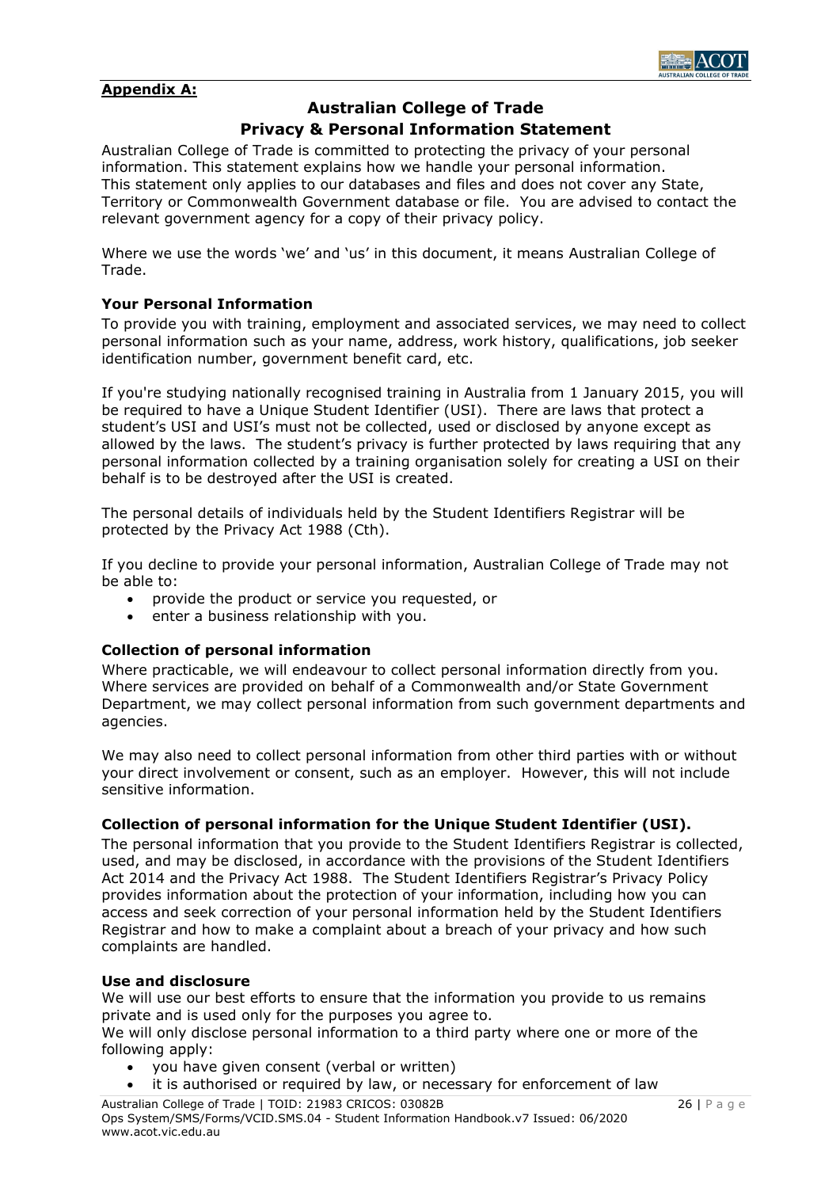**Appendix A:**

## Australian College of Trade
## Privacy & Personal Information Statement

Australian College of Trade is committed to protecting the privacy of your personal information. This statement explains how we handle your personal information. This statement only applies to our databases and files and does not cover any State, Territory or Commonwealth Government database or file. You are advised to contact the relevant government agency for a copy of their privacy policy.

Where we use the words 'we' and 'us' in this document, it means Australian College of Trade.

### Your Personal Information

To provide you with training, employment and associated services, we may need to collect personal information such as your name, address, work history, qualifications, job seeker identification number, government benefit card, etc.

If you're studying nationally recognised training in Australia from 1 January 2015, you will be required to have a Unique Student Identifier (USI). There are laws that protect a student's USI and USI's must not be collected, used or disclosed by anyone except as allowed by the laws. The student's privacy is further protected by laws requiring that any personal information collected by a training organisation solely for creating a USI on their behalf is to be destroyed after the USI is created.

The personal details of individuals held by the Student Identifiers Registrar will be protected by the Privacy Act 1988 (Cth).

If you decline to provide your personal information, Australian College of Trade may not be able to:

- provide the product or service you requested, or
- enter a business relationship with you.

### Collection of personal information

Where practicable, we will endeavour to collect personal information directly from you. Where services are provided on behalf of a Commonwealth and/or State Government Department, we may collect personal information from such government departments and agencies.

We may also need to collect personal information from other third parties with or without your direct involvement or consent, such as an employer. However, this will not include sensitive information.

### Collection of personal information for the Unique Student Identifier (USI).

The personal information that you provide to the Student Identifiers Registrar is collected, used, and may be disclosed, in accordance with the provisions of the Student Identifiers Act 2014 and the Privacy Act 1988. The Student Identifiers Registrar's Privacy Policy provides information about the protection of your information, including how you can access and seek correction of your personal information held by the Student Identifiers Registrar and how to make a complaint about a breach of your privacy and how such complaints are handled.

### Use and disclosure

We will use our best efforts to ensure that the information you provide to us remains private and is used only for the purposes you agree to.

We will only disclose personal information to a third party where one or more of the following apply:

- you have given consent (verbal or written)
- it is authorised or required by law, or necessary for enforcement of law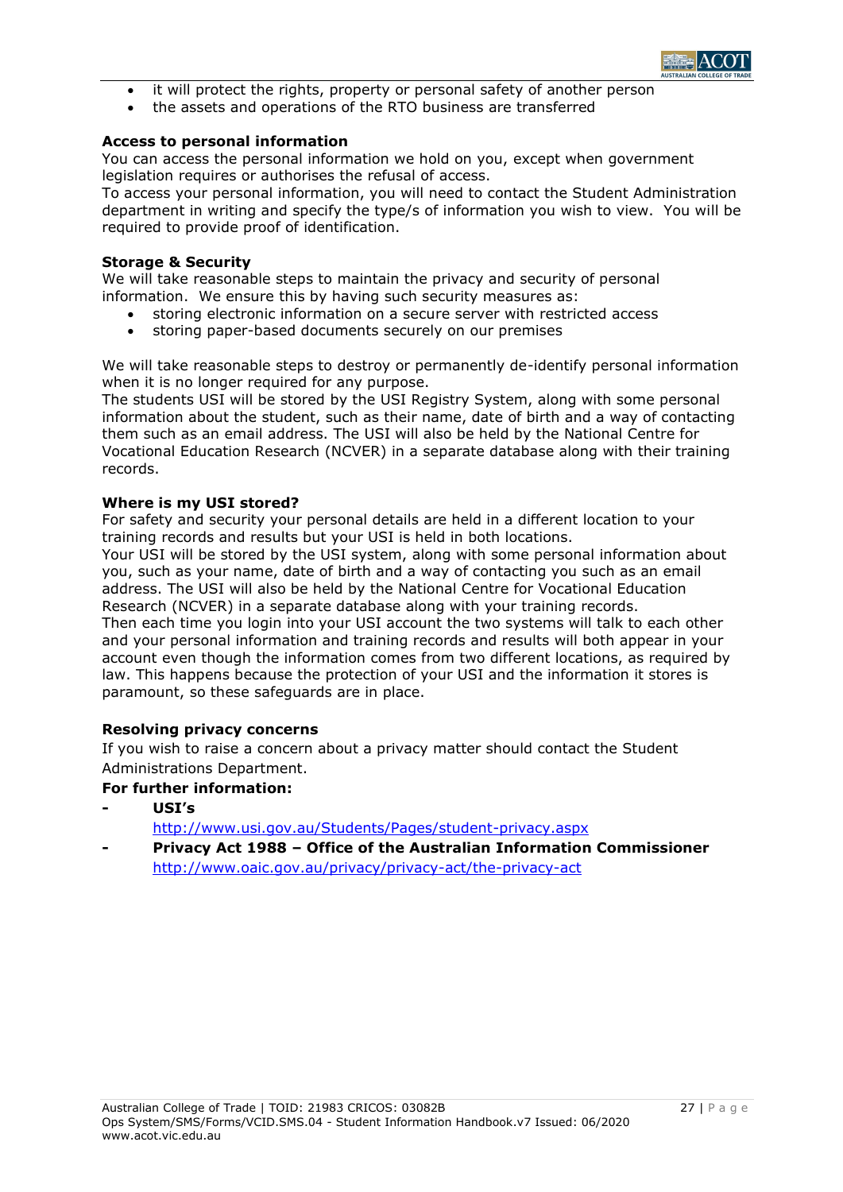- it will protect the rights, property or personal safety of another person
- the assets and operations of the RTO business are transferred

**Access to personal information**

You can access the personal information we hold on you, except when government legislation requires or authorises the refusal of access.

To access your personal information, you will need to contact the Student Administration department in writing and specify the type/s of information you wish to view. You will be required to provide proof of identification.

**Storage & Security**

We will take reasonable steps to maintain the privacy and security of personal information. We ensure this by having such security measures as:

- storing electronic information on a secure server with restricted access
- storing paper-based documents securely on our premises

We will take reasonable steps to destroy or permanently de-identify personal information when it is no longer required for any purpose.

The students USI will be stored by the USI Registry System, along with some personal information about the student, such as their name, date of birth and a way of contacting them such as an email address. The USI will also be held by the National Centre for Vocational Education Research (NCVER) in a separate database along with their training records.

**Where is my USI stored?**

For safety and security your personal details are held in a different location to your training records and results but your USI is held in both locations.

Your USI will be stored by the USI system, along with some personal information about you, such as your name, date of birth and a way of contacting you such as an email address. The USI will also be held by the National Centre for Vocational Education Research (NCVER) in a separate database along with your training records.

Then each time you login into your USI account the two systems will talk to each other and your personal information and training records and results will both appear in your account even though the information comes from two different locations, as required by law. This happens because the protection of your USI and the information it stores is paramount, so these safeguards are in place.

**Resolving privacy concerns**

If you wish to raise a concern about a privacy matter should contact the Student Administrations Department.

**For further information:**

- **USI's**
  http://www.usi.gov.au/Students/Pages/student-privacy.aspx
- **Privacy Act 1988 – Office of the Australian Information Commissioner**
  http://www.oaic.gov.au/privacy/privacy-act/the-privacy-act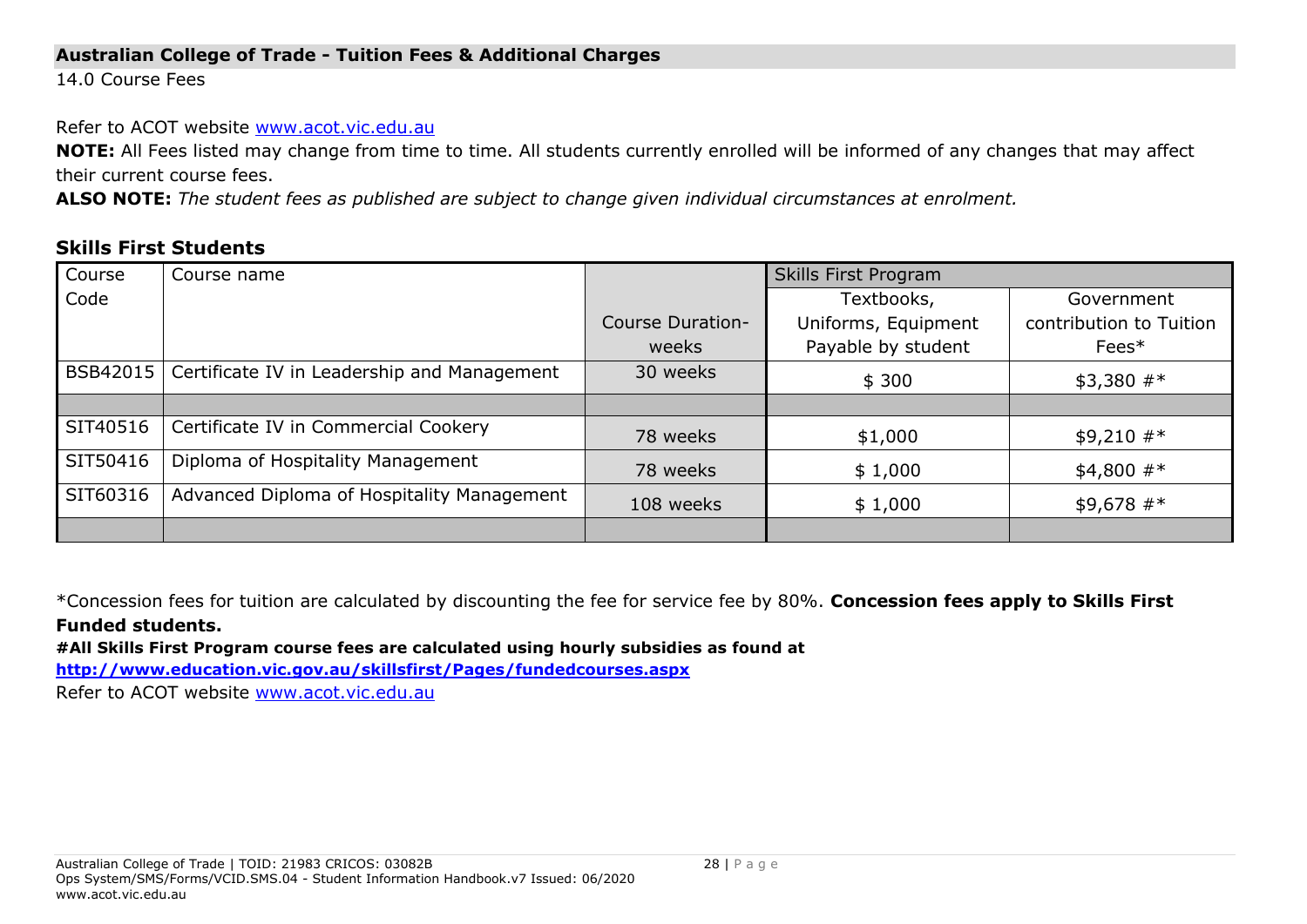**Australian College of Trade - Tuition Fees & Additional Charges**

14.0 Course Fees

Refer to ACOT website www.acot.vic.edu.au

**NOTE:** All Fees listed may change from time to time. All students currently enrolled will be informed of any changes that may affect their current course fees.

**ALSO NOTE:** *The student fees as published are subject to change given individual circumstances at enrolment.*

## Skills First Students

| Course Code | Course name | Course Duration-weeks | Skills First Program | |
|---|---|---|---|---|
| | | | Textbooks, Uniforms, Equipment Payable by student | Government contribution to Tuition Fees* |
| BSB42015 | Certificate IV in Leadership and Management | 30 weeks | $ 300 | $3,380 #* |
| | | | | |
| SIT40516 | Certificate IV in Commercial Cookery | 78 weeks | $1,000 | $9,210 #* |
| SIT50416 | Diploma of Hospitality Management | 78 weeks | $ 1,000 | $4,800 #* |
| SIT60316 | Advanced Diploma of Hospitality Management | 108 weeks | $ 1,000 | $9,678 #* |
| | | | | |

*Concession fees for tuition are calculated by discounting the fee for service fee by 80%. **Concession fees apply to Skills First Funded students.**

**#All Skills First Program course fees are calculated using hourly subsidies as found at http://www.education.vic.gov.au/skillsfirst/Pages/fundedcourses.aspx**

Refer to ACOT website www.acot.vic.edu.au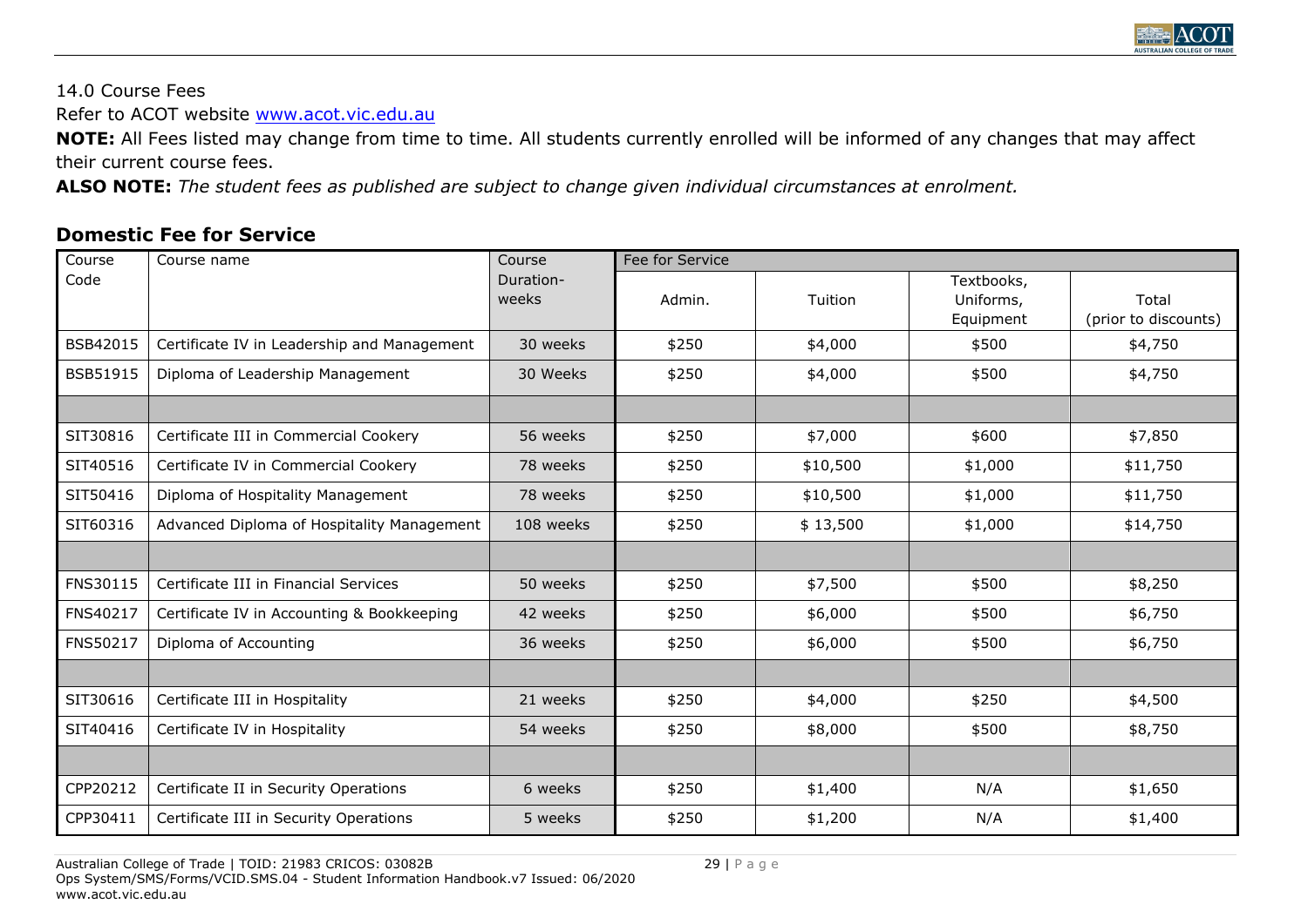14.0 Course Fees

Refer to ACOT website www.acot.vic.edu.au

**NOTE:** All Fees listed may change from time to time. All students currently enrolled will be informed of any changes that may affect their current course fees.

**ALSO NOTE:** *The student fees as published are subject to change given individual circumstances at enrolment.*

## Domestic Fee for Service

| Course Code | Course name | Course Duration-weeks | Fee for Service | | | |
|---|---|---|---|---|---|---|
| | | | Admin. | Tuition | Textbooks, Uniforms, Equipment | Total (prior to discounts) |
| BSB42015 | Certificate IV in Leadership and Management | 30 weeks | $250 | $4,000 | $500 | $4,750 |
| BSB51915 | Diploma of Leadership Management | 30 Weeks | $250 | $4,000 | $500 | $4,750 |
| | | | | | | |
| SIT30816 | Certificate III in Commercial Cookery | 56 weeks | $250 | $7,000 | $600 | $7,850 |
| SIT40516 | Certificate IV in Commercial Cookery | 78 weeks | $250 | $10,500 | $1,000 | $11,750 |
| SIT50416 | Diploma of Hospitality Management | 78 weeks | $250 | $10,500 | $1,000 | $11,750 |
| SIT60316 | Advanced Diploma of Hospitality Management | 108 weeks | $250 | $ 13,500 | $1,000 | $14,750 |
| | | | | | | |
| FNS30115 | Certificate III in Financial Services | 50 weeks | $250 | $7,500 | $500 | $8,250 |
| FNS40217 | Certificate IV in Accounting & Bookkeeping | 42 weeks | $250 | $6,000 | $500 | $6,750 |
| FNS50217 | Diploma of Accounting | 36 weeks | $250 | $6,000 | $500 | $6,750 |
| | | | | | | |
| SIT30616 | Certificate III in Hospitality | 21 weeks | $250 | $4,000 | $250 | $4,500 |
| SIT40416 | Certificate IV in Hospitality | 54 weeks | $250 | $8,000 | $500 | $8,750 |
| | | | | | | |
| CPP20212 | Certificate II in Security Operations | 6 weeks | $250 | $1,400 | N/A | $1,650 |
| CPP30411 | Certificate III in Security Operations | 5 weeks | $250 | $1,200 | N/A | $1,400 |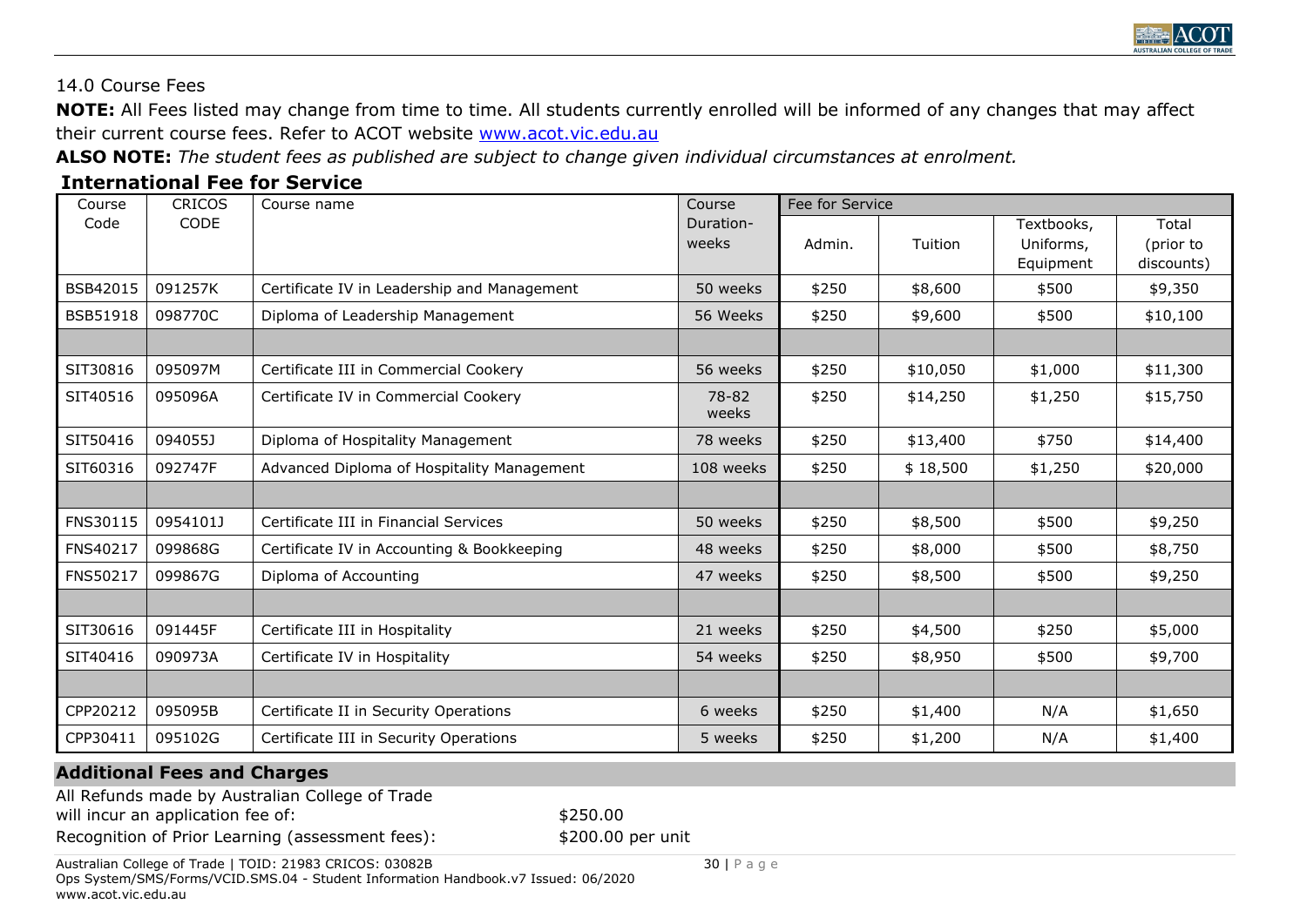14.0 Course Fees

**NOTE:** All Fees listed may change from time to time. All students currently enrolled will be informed of any changes that may affect their current course fees. Refer to ACOT website www.acot.vic.edu.au

**ALSO NOTE:** *The student fees as published are subject to change given individual circumstances at enrolment.*

**International Fee for Service**

| Course Code | CRICOS CODE | Course name | Course Duration-weeks | Fee for Service | | | |
|---|---|---|---|---|---|---|---|
| | | | | Admin. | Tuition | Textbooks, Uniforms, Equipment | Total (prior to discounts) |
| BSB42015 | 091257K | Certificate IV in Leadership and Management | 50 weeks | $250 | $8,600 | $500 | $9,350 |
| BSB51918 | 098770C | Diploma of Leadership Management | 56 Weeks | $250 | $9,600 | $500 | $10,100 |
| | | | | | | | |
| SIT30816 | 095097M | Certificate III in Commercial Cookery | 56 weeks | $250 | $10,050 | $1,000 | $11,300 |
| SIT40516 | 095096A | Certificate IV in Commercial Cookery | 78-82 weeks | $250 | $14,250 | $1,250 | $15,750 |
| SIT50416 | 094055J | Diploma of Hospitality Management | 78 weeks | $250 | $13,400 | $750 | $14,400 |
| SIT60316 | 092747F | Advanced Diploma of Hospitality Management | 108 weeks | $250 | $ 18,500 | $1,250 | $20,000 |
| | | | | | | | |
| FNS30115 | 0954101J | Certificate III in Financial Services | 50 weeks | $250 | $8,500 | $500 | $9,250 |
| FNS40217 | 099868G | Certificate IV in Accounting & Bookkeeping | 48 weeks | $250 | $8,000 | $500 | $8,750 |
| FNS50217 | 099867G | Diploma of Accounting | 47 weeks | $250 | $8,500 | $500 | $9,250 |
| | | | | | | | |
| SIT30616 | 091445F | Certificate III in Hospitality | 21 weeks | $250 | $4,500 | $250 | $5,000 |
| SIT40416 | 090973A | Certificate IV in Hospitality | 54 weeks | $250 | $8,950 | $500 | $9,700 |
| | | | | | | | |
| CPP20212 | 095095B | Certificate II in Security Operations | 6 weeks | $250 | $1,400 | N/A | $1,650 |
| CPP30411 | 095102G | Certificate III in Security Operations | 5 weeks | $250 | $1,200 | N/A | $1,400 |

**Additional Fees and Charges**

All Refunds made by Australian College of Trade will incur an application fee of: $250.00

Recognition of Prior Learning (assessment fees): $200.00 per unit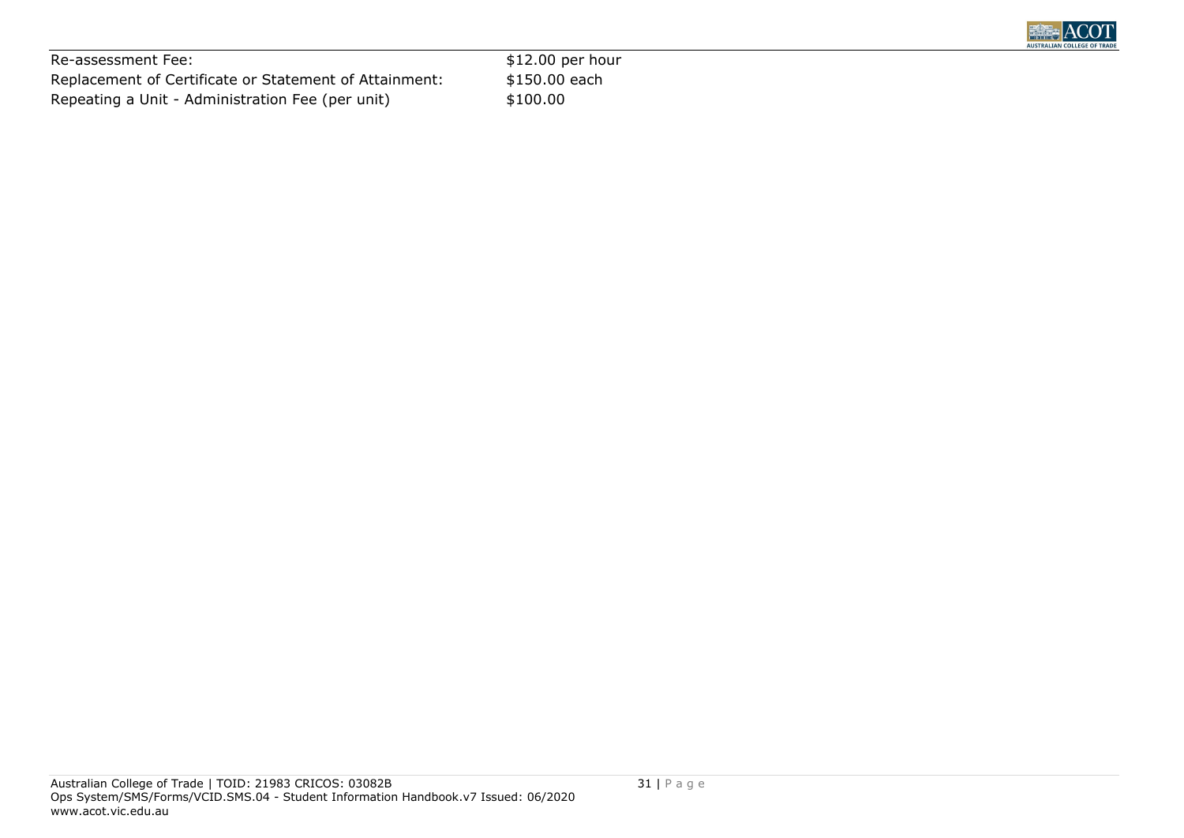| | |
|---|---|
| Re-assessment Fee: | $12.00 per hour |
| Replacement of Certificate or Statement of Attainment: | $150.00 each |
| Repeating a Unit - Administration Fee (per unit) | $100.00 |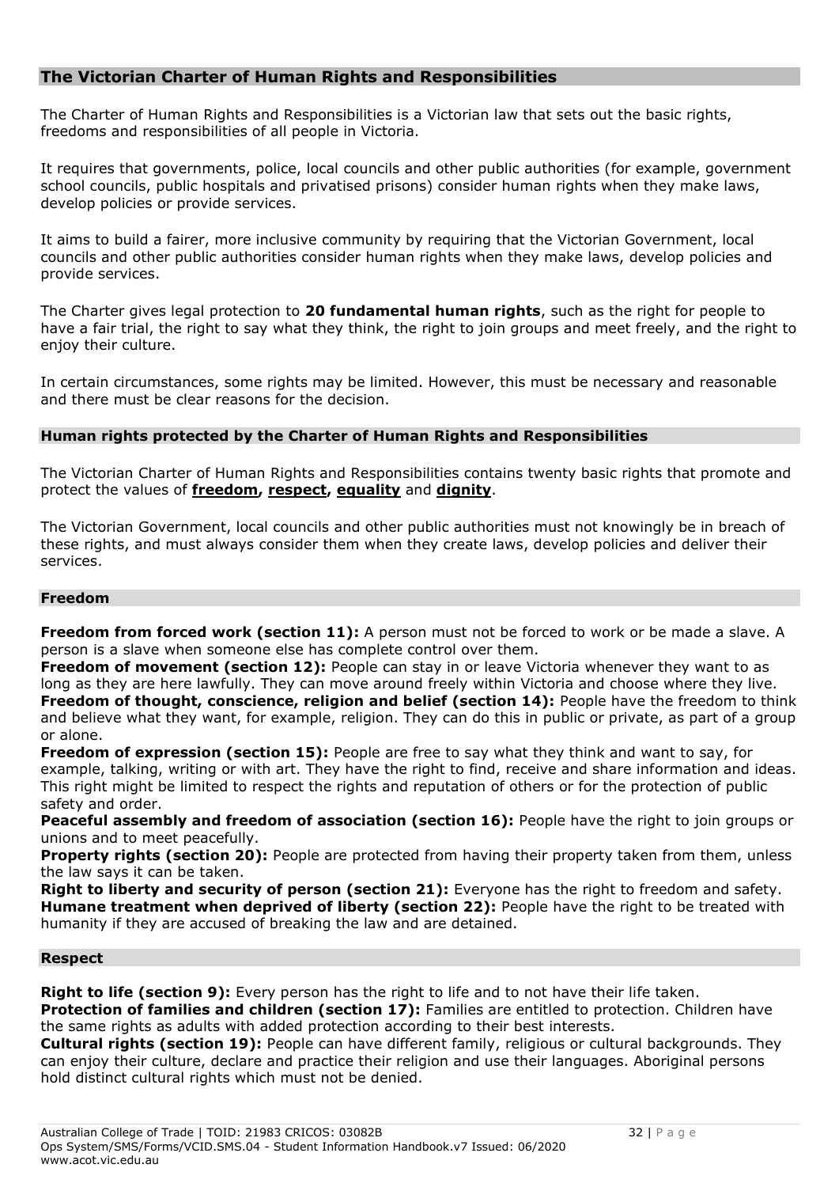## The Victorian Charter of Human Rights and Responsibilities

The Charter of Human Rights and Responsibilities is a Victorian law that sets out the basic rights, freedoms and responsibilities of all people in Victoria.

It requires that governments, police, local councils and other public authorities (for example, government school councils, public hospitals and privatised prisons) consider human rights when they make laws, develop policies or provide services.

It aims to build a fairer, more inclusive community by requiring that the Victorian Government, local councils and other public authorities consider human rights when they make laws, develop policies and provide services.

The Charter gives legal protection to **20 fundamental human rights**, such as the right for people to have a fair trial, the right to say what they think, the right to join groups and meet freely, and the right to enjoy their culture.

In certain circumstances, some rights may be limited. However, this must be necessary and reasonable and there must be clear reasons for the decision.

### Human rights protected by the Charter of Human Rights and Responsibilities

The Victorian Charter of Human Rights and Responsibilities contains twenty basic rights that promote and protect the values of **freedom, respect, equality** and **dignity**.

The Victorian Government, local councils and other public authorities must not knowingly be in breach of these rights, and must always consider them when they create laws, develop policies and deliver their services.

### Freedom

**Freedom from forced work (section 11):** A person must not be forced to work or be made a slave. A person is a slave when someone else has complete control over them.
**Freedom of movement (section 12):** People can stay in or leave Victoria whenever they want to as long as they are here lawfully. They can move around freely within Victoria and choose where they live.
**Freedom of thought, conscience, religion and belief (section 14):** People have the freedom to think and believe what they want, for example, religion. They can do this in public or private, as part of a group or alone.
**Freedom of expression (section 15):** People are free to say what they think and want to say, for example, talking, writing or with art. They have the right to find, receive and share information and ideas. This right might be limited to respect the rights and reputation of others or for the protection of public safety and order.
**Peaceful assembly and freedom of association (section 16):** People have the right to join groups or unions and to meet peacefully.
**Property rights (section 20):** People are protected from having their property taken from them, unless the law says it can be taken.
**Right to liberty and security of person (section 21):** Everyone has the right to freedom and safety.
**Humane treatment when deprived of liberty (section 22):** People have the right to be treated with humanity if they are accused of breaking the law and are detained.

### Respect

**Right to life (section 9):** Every person has the right to life and to not have their life taken.
**Protection of families and children (section 17):** Families are entitled to protection. Children have the same rights as adults with added protection according to their best interests.
**Cultural rights (section 19):** People can have different family, religious or cultural backgrounds. They can enjoy their culture, declare and practice their religion and use their languages. Aboriginal persons hold distinct cultural rights which must not be denied.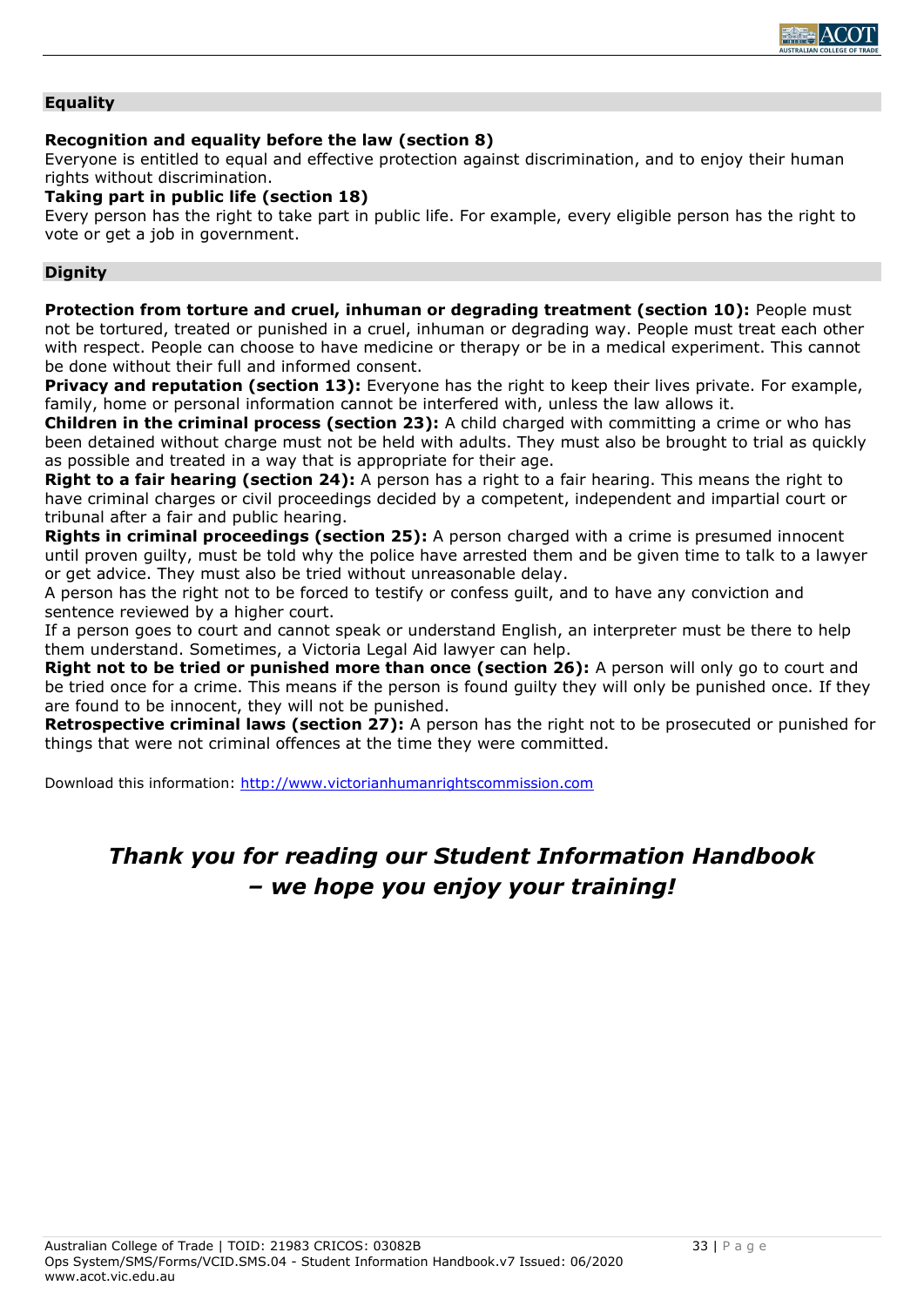## Equality

**Recognition and equality before the law (section 8)**
Everyone is entitled to equal and effective protection against discrimination, and to enjoy their human rights without discrimination.

**Taking part in public life (section 18)**
Every person has the right to take part in public life. For example, every eligible person has the right to vote or get a job in government.

## Dignity

**Protection from torture and cruel, inhuman or degrading treatment (section 10):** People must not be tortured, treated or punished in a cruel, inhuman or degrading way. People must treat each other with respect. People can choose to have medicine or therapy or be in a medical experiment. This cannot be done without their full and informed consent.

**Privacy and reputation (section 13):** Everyone has the right to keep their lives private. For example, family, home or personal information cannot be interfered with, unless the law allows it.

**Children in the criminal process (section 23):** A child charged with committing a crime or who has been detained without charge must not be held with adults. They must also be brought to trial as quickly as possible and treated in a way that is appropriate for their age.

**Right to a fair hearing (section 24):** A person has a right to a fair hearing. This means the right to have criminal charges or civil proceedings decided by a competent, independent and impartial court or tribunal after a fair and public hearing.

**Rights in criminal proceedings (section 25):** A person charged with a crime is presumed innocent until proven guilty, must be told why the police have arrested them and be given time to talk to a lawyer or get advice. They must also be tried without unreasonable delay.

A person has the right not to be forced to testify or confess guilt, and to have any conviction and sentence reviewed by a higher court.

If a person goes to court and cannot speak or understand English, an interpreter must be there to help them understand. Sometimes, a Victoria Legal Aid lawyer can help.

**Right not to be tried or punished more than once (section 26):** A person will only go to court and be tried once for a crime. This means if the person is found guilty they will only be punished once. If they are found to be innocent, they will not be punished.

**Retrospective criminal laws (section 27):** A person has the right not to be prosecuted or punished for things that were not criminal offences at the time they were committed.

Download this information: [http://www.victorianhumanrightscommission.com](http://www.victorianhumanrightscommission.com)

***Thank you for reading our Student Information Handbook – we hope you enjoy your training!***